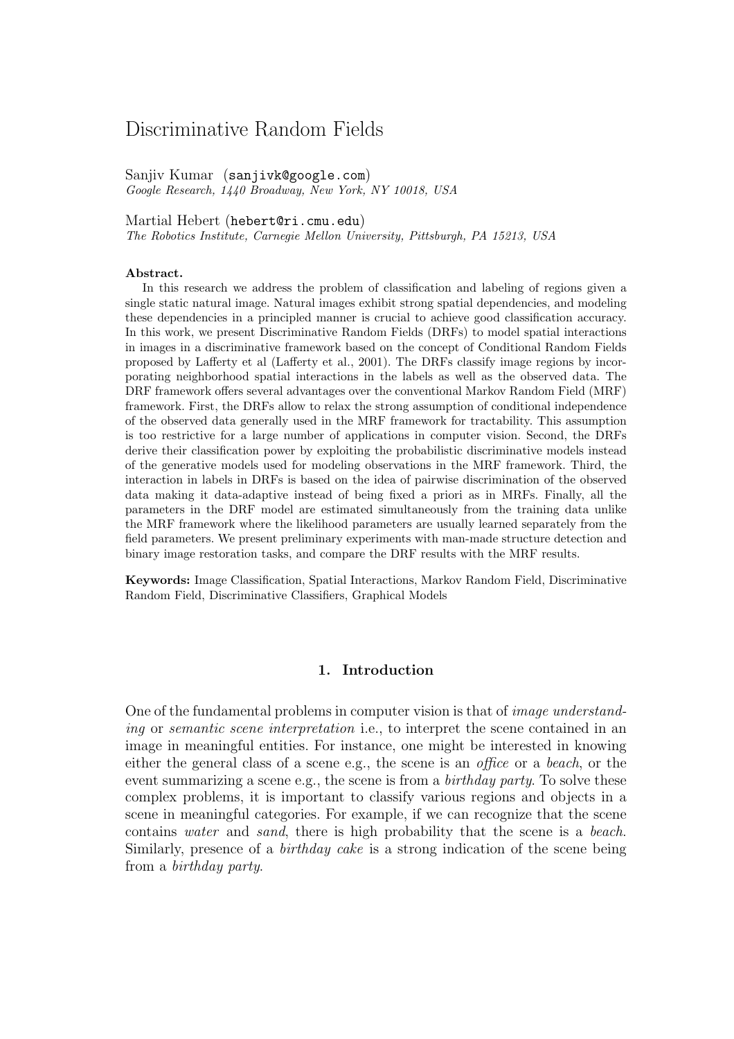# Discriminative Random Fields

Sanjiv Kumar (sanjivk@google.com)
*Google Research, 1440 Broadway, New York, NY 10018, USA*

Martial Hebert (hebert@ri.cmu.edu)
*The Robotics Institute, Carnegie Mellon University, Pittsburgh, PA 15213, USA*

**Abstract.**
In this research we address the problem of classification and labeling of regions given a single static natural image. Natural images exhibit strong spatial dependencies, and modeling these dependencies in a principled manner is crucial to achieve good classification accuracy. In this work, we present Discriminative Random Fields (DRFs) to model spatial interactions in images in a discriminative framework based on the concept of Conditional Random Fields proposed by Lafferty et al (Lafferty et al., 2001). The DRFs classify image regions by incorporating neighborhood spatial interactions in the labels as well as the observed data. The DRF framework offers several advantages over the conventional Markov Random Field (MRF) framework. First, the DRFs allow to relax the strong assumption of conditional independence of the observed data generally used in the MRF framework for tractability. This assumption is too restrictive for a large number of applications in computer vision. Second, the DRFs derive their classification power by exploiting the probabilistic discriminative models instead of the generative models used for modeling observations in the MRF framework. Third, the interaction in labels in DRFs is based on the idea of pairwise discrimination of the observed data making it data-adaptive instead of being fixed a priori as in MRFs. Finally, all the parameters in the DRF model are estimated simultaneously from the training data unlike the MRF framework where the likelihood parameters are usually learned separately from the field parameters. We present preliminary experiments with man-made structure detection and binary image restoration tasks, and compare the DRF results with the MRF results.

**Keywords:** Image Classification, Spatial Interactions, Markov Random Field, Discriminative Random Field, Discriminative Classifiers, Graphical Models

## 1. Introduction

One of the fundamental problems in computer vision is that of *image understanding* or *semantic scene interpretation* i.e., to interpret the scene contained in an image in meaningful entities. For instance, one might be interested in knowing either the general class of a scene e.g., the scene is an *office* or a *beach*, or the event summarizing a scene e.g., the scene is from a *birthday party*. To solve these complex problems, it is important to classify various regions and objects in a scene in meaningful categories. For example, if we can recognize that the scene contains *water* and *sand*, there is high probability that the scene is a *beach*. Similarly, presence of a *birthday cake* is a strong indication of the scene being from a *birthday party*.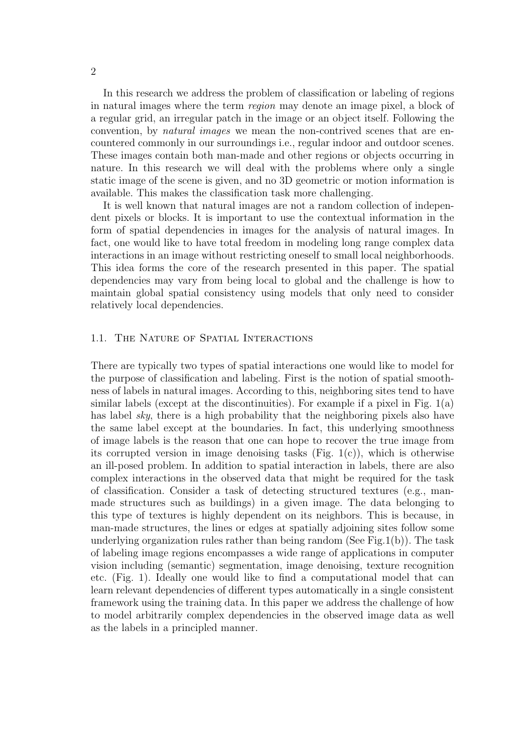In this research we address the problem of classification or labeling of regions in natural images where the term *region* may denote an image pixel, a block of a regular grid, an irregular patch in the image or an object itself. Following the convention, by *natural images* we mean the non-contrived scenes that are encountered commonly in our surroundings i.e., regular indoor and outdoor scenes. These images contain both man-made and other regions or objects occurring in nature. In this research we will deal with the problems where only a single static image of the scene is given, and no 3D geometric or motion information is available. This makes the classification task more challenging.

It is well known that natural images are not a random collection of independent pixels or blocks. It is important to use the contextual information in the form of spatial dependencies in images for the analysis of natural images. In fact, one would like to have total freedom in modeling long range complex data interactions in an image without restricting oneself to small local neighborhoods. This idea forms the core of the research presented in this paper. The spatial dependencies may vary from being local to global and the challenge is how to maintain global spatial consistency using models that only need to consider relatively local dependencies.

### 1.1. The Nature of Spatial Interactions

There are typically two types of spatial interactions one would like to model for the purpose of classification and labeling. First is the notion of spatial smoothness of labels in natural images. According to this, neighboring sites tend to have similar labels (except at the discontinuities). For example if a pixel in Fig. 1(a) has label *sky*, there is a high probability that the neighboring pixels also have the same label except at the boundaries. In fact, this underlying smoothness of image labels is the reason that one can hope to recover the true image from its corrupted version in image denoising tasks (Fig. 1(c)), which is otherwise an ill-posed problem. In addition to spatial interaction in labels, there are also complex interactions in the observed data that might be required for the task of classification. Consider a task of detecting structured textures (e.g., man-made structures such as buildings) in a given image. The data belonging to this type of textures is highly dependent on its neighbors. This is because, in man-made structures, the lines or edges at spatially adjoining sites follow some underlying organization rules rather than being random (See Fig.1(b)). The task of labeling image regions encompasses a wide range of applications in computer vision including (semantic) segmentation, image denoising, texture recognition etc. (Fig. 1). Ideally one would like to find a computational model that can learn relevant dependencies of different types automatically in a single consistent framework using the training data. In this paper we address the challenge of how to model arbitrarily complex dependencies in the observed image data as well as the labels in a principled manner.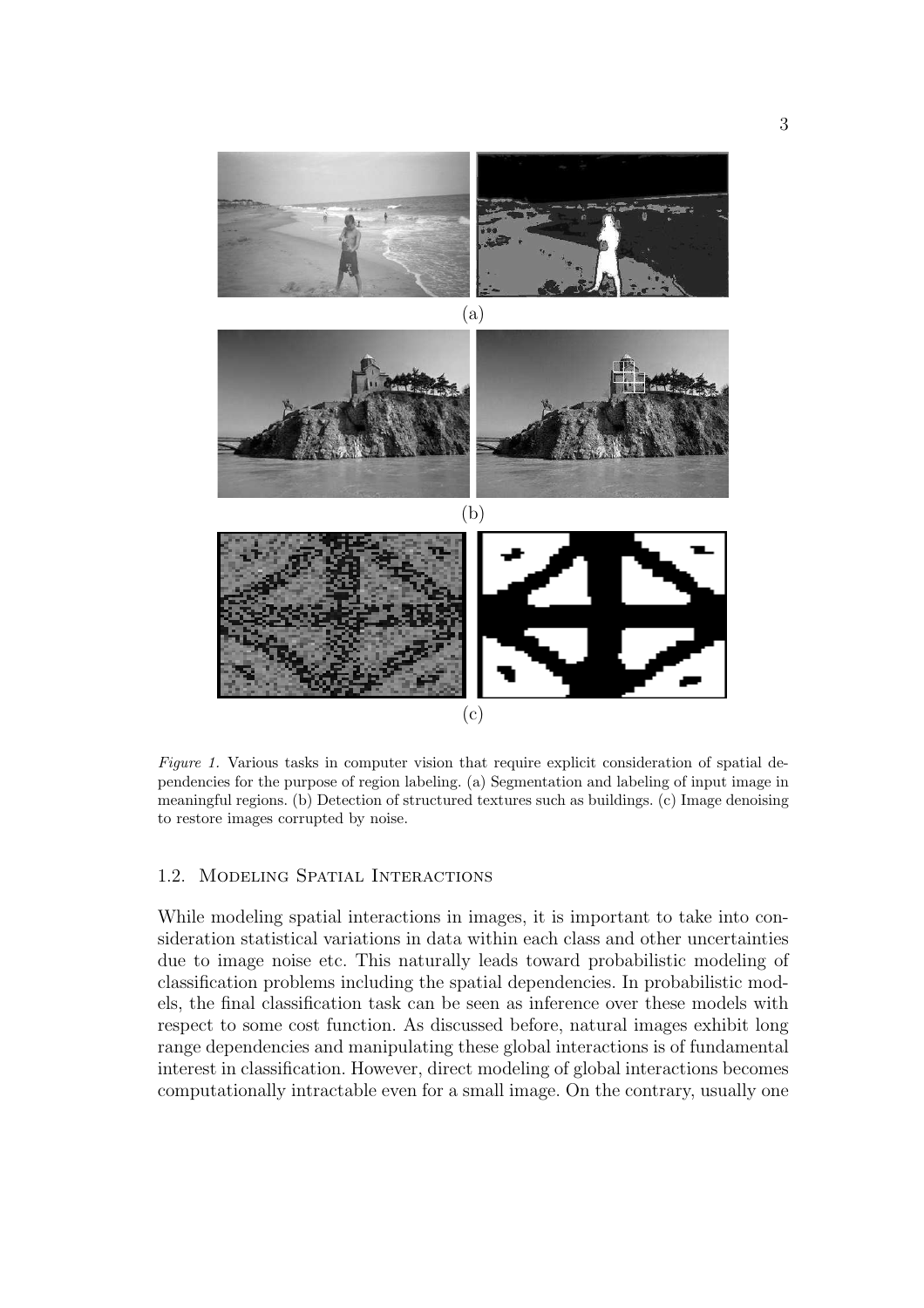(a)

(b)

(c)

*Figure 1.* Various tasks in computer vision that require explicit consideration of spatial dependencies for the purpose of region labeling. (a) Segmentation and labeling of input image in meaningful regions. (b) Detection of structured textures such as buildings. (c) Image denoising to restore images corrupted by noise.

### 1.2. Modeling Spatial Interactions

While modeling spatial interactions in images, it is important to take into consideration statistical variations in data within each class and other uncertainties due to image noise etc. This naturally leads toward probabilistic modeling of classification problems including the spatial dependencies. In probabilistic models, the final classification task can be seen as inference over these models with respect to some cost function. As discussed before, natural images exhibit long range dependencies and manipulating these global interactions is of fundamental interest in classification. However, direct modeling of global interactions becomes computationally intractable even for a small image. On the contrary, usually one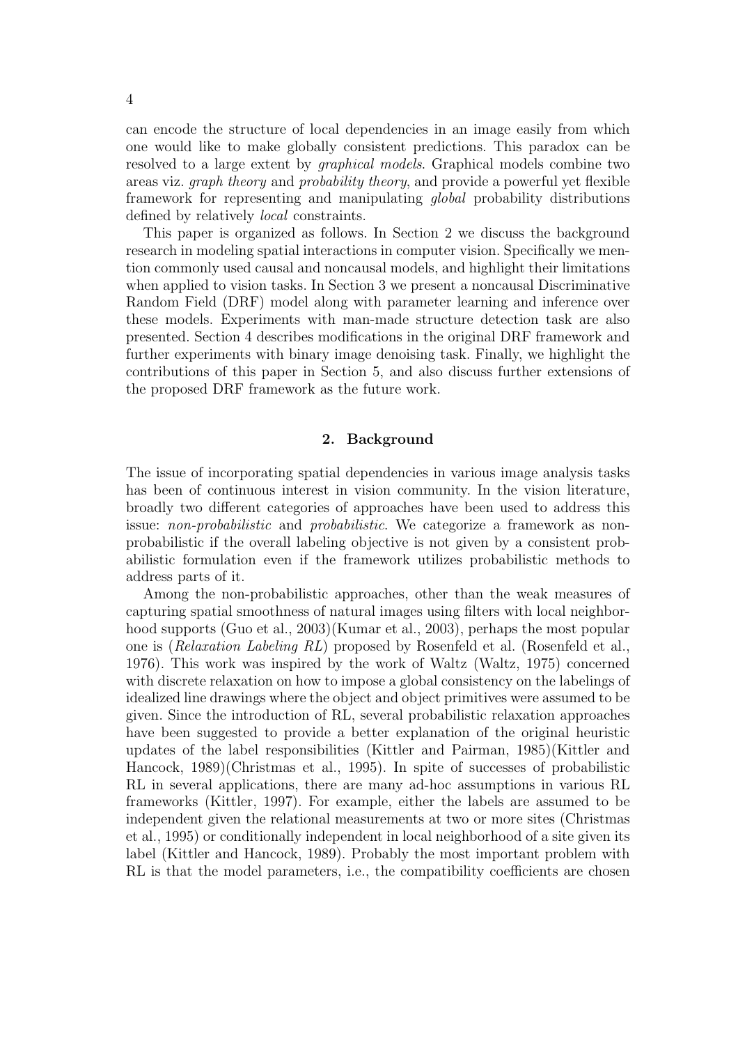can encode the structure of local dependencies in an image easily from which one would like to make globally consistent predictions. This paradox can be resolved to a large extent by *graphical models*. Graphical models combine two areas viz. *graph theory* and *probability theory*, and provide a powerful yet flexible framework for representing and manipulating *global* probability distributions defined by relatively *local* constraints.

This paper is organized as follows. In Section 2 we discuss the background research in modeling spatial interactions in computer vision. Specifically we mention commonly used causal and noncausal models, and highlight their limitations when applied to vision tasks. In Section 3 we present a noncausal Discriminative Random Field (DRF) model along with parameter learning and inference over these models. Experiments with man-made structure detection task are also presented. Section 4 describes modifications in the original DRF framework and further experiments with binary image denoising task. Finally, we highlight the contributions of this paper in Section 5, and also discuss further extensions of the proposed DRF framework as the future work.

## 2. Background

The issue of incorporating spatial dependencies in various image analysis tasks has been of continuous interest in vision community. In the vision literature, broadly two different categories of approaches have been used to address this issue: *non-probabilistic* and *probabilistic*. We categorize a framework as non-probabilistic if the overall labeling objective is not given by a consistent probabilistic formulation even if the framework utilizes probabilistic methods to address parts of it.

Among the non-probabilistic approaches, other than the weak measures of capturing spatial smoothness of natural images using filters with local neighborhood supports (Guo et al., 2003)(Kumar et al., 2003), perhaps the most popular one is (*Relaxation Labeling RL*) proposed by Rosenfeld et al. (Rosenfeld et al., 1976). This work was inspired by the work of Waltz (Waltz, 1975) concerned with discrete relaxation on how to impose a global consistency on the labelings of idealized line drawings where the object and object primitives were assumed to be given. Since the introduction of RL, several probabilistic relaxation approaches have been suggested to provide a better explanation of the original heuristic updates of the label responsibilities (Kittler and Pairman, 1985)(Kittler and Hancock, 1989)(Christmas et al., 1995). In spite of successes of probabilistic RL in several applications, there are many ad-hoc assumptions in various RL frameworks (Kittler, 1997). For example, either the labels are assumed to be independent given the relational measurements at two or more sites (Christmas et al., 1995) or conditionally independent in local neighborhood of a site given its label (Kittler and Hancock, 1989). Probably the most important problem with RL is that the model parameters, i.e., the compatibility coefficients are chosen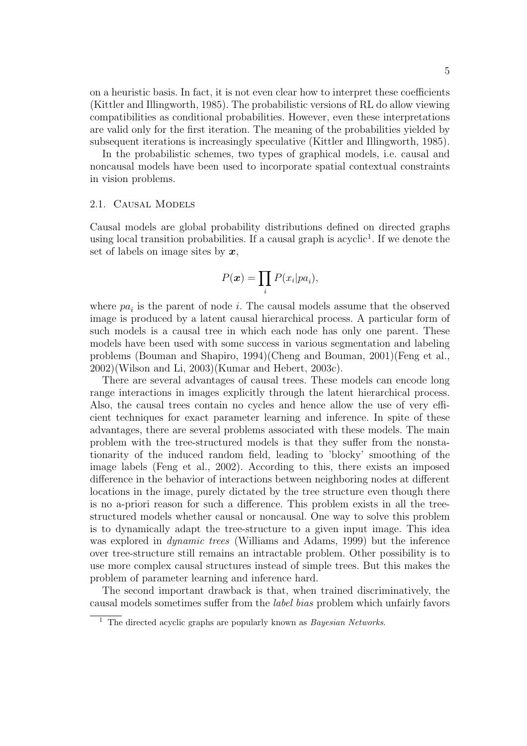on a heuristic basis. In fact, it is not even clear how to interpret these coefficients (Kittler and Illingworth, 1985). The probabilistic versions of RL do allow viewing compatibilities as conditional probabilities. However, even these interpretations are valid only for the first iteration. The meaning of the probabilities yielded by subsequent iterations is increasingly speculative (Kittler and Illingworth, 1985).

In the probabilistic schemes, two types of graphical models, i.e. causal and noncausal models have been used to incorporate spatial contextual constraints in vision problems.

### 2.1. Causal Models

Causal models are global probability distributions defined on directed graphs using local transition probabilities. If a causal graph is acyclic[1]. If we denote the set of labels on image sites by $\boldsymbol{x}$,

$$P(\boldsymbol{x}) = \prod_i P(x_i | pa_i),$$

where $pa_i$ is the parent of node $i$. The causal models assume that the observed image is produced by a latent causal hierarchical process. A particular form of such models is a causal tree in which each node has only one parent. These models have been used with some success in various segmentation and labeling problems (Bouman and Shapiro, 1994)(Cheng and Bouman, 2001)(Feng et al., 2002)(Wilson and Li, 2003)(Kumar and Hebert, 2003c).

There are several advantages of causal trees. These models can encode long range interactions in images explicitly through the latent hierarchical process. Also, the causal trees contain no cycles and hence allow the use of very efficient techniques for exact parameter learning and inference. In spite of these advantages, there are several problems associated with these models. The main problem with the tree-structured models is that they suffer from the nonstationarity of the induced random field, leading to 'blocky' smoothing of the image labels (Feng et al., 2002). According to this, there exists an imposed difference in the behavior of interactions between neighboring nodes at different locations in the image, purely dictated by the tree structure even though there is no a-priori reason for such a difference. This problem exists in all the tree-structured models whether causal or noncausal. One way to solve this problem is to dynamically adapt the tree-structure to a given input image. This idea was explored in *dynamic trees* (Williams and Adams, 1999) but the inference over tree-structure still remains an intractable problem. Other possibility is to use more complex causal structures instead of simple trees. But this makes the problem of parameter learning and inference hard.

The second important drawback is that, when trained discriminatively, the causal models sometimes suffer from the *label bias* problem which unfairly favors

[1] The directed acyclic graphs are popularly known as *Bayesian Networks*.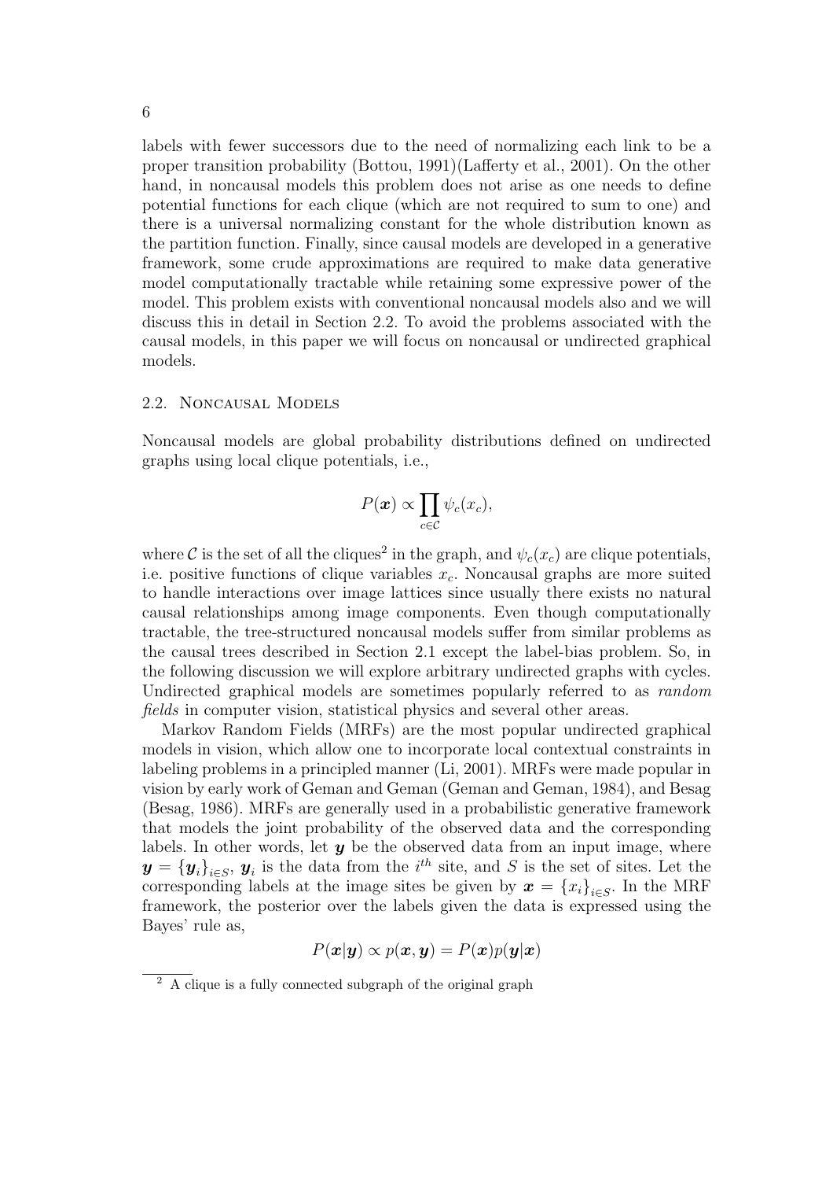labels with fewer successors due to the need of normalizing each link to be a proper transition probability (Bottou, 1991)(Lafferty et al., 2001). On the other hand, in noncausal models this problem does not arise as one needs to define potential functions for each clique (which are not required to sum to one) and there is a universal normalizing constant for the whole distribution known as the partition function. Finally, since causal models are developed in a generative framework, some crude approximations are required to make data generative model computationally tractable while retaining some expressive power of the model. This problem exists with conventional noncausal models also and we will discuss this in detail in Section 2.2. To avoid the problems associated with the causal models, in this paper we will focus on noncausal or undirected graphical models.

### 2.2. Noncausal Models

Noncausal models are global probability distributions defined on undirected graphs using local clique potentials, i.e.,

$$P(\boldsymbol{x}) \propto \prod_{c \in \mathcal{C}} \psi_c(x_c),$$

where $\mathcal{C}$ is the set of all the cliques[2] in the graph, and $\psi_c(x_c)$ are clique potentials, i.e. positive functions of clique variables $x_c$. Noncausal graphs are more suited to handle interactions over image lattices since usually there exists no natural causal relationships among image components. Even though computationally tractable, the tree-structured noncausal models suffer from similar problems as the causal trees described in Section 2.1 except the label-bias problem. So, in the following discussion we will explore arbitrary undirected graphs with cycles. Undirected graphical models are sometimes popularly referred to as *random fields* in computer vision, statistical physics and several other areas.

Markov Random Fields (MRFs) are the most popular undirected graphical models in vision, which allow one to incorporate local contextual constraints in labeling problems in a principled manner (Li, 2001). MRFs were made popular in vision by early work of Geman and Geman (Geman and Geman, 1984), and Besag (Besag, 1986). MRFs are generally used in a probabilistic generative framework that models the joint probability of the observed data and the corresponding labels. In other words, let $\boldsymbol{y}$ be the observed data from an input image, where $\boldsymbol{y} = \{\boldsymbol{y}_i\}_{i \in S}$, $\boldsymbol{y}_i$ is the data from the $i^{th}$ site, and $S$ is the set of sites. Let the corresponding labels at the image sites be given by $\boldsymbol{x} = \{x_i\}_{i \in S}$. In the MRF framework, the posterior over the labels given the data is expressed using the Bayes' rule as,

$$P(\boldsymbol{x}|\boldsymbol{y}) \propto p(\boldsymbol{x}, \boldsymbol{y}) = P(\boldsymbol{x}) p(\boldsymbol{y}|\boldsymbol{x})$$

[2] A clique is a fully connected subgraph of the original graph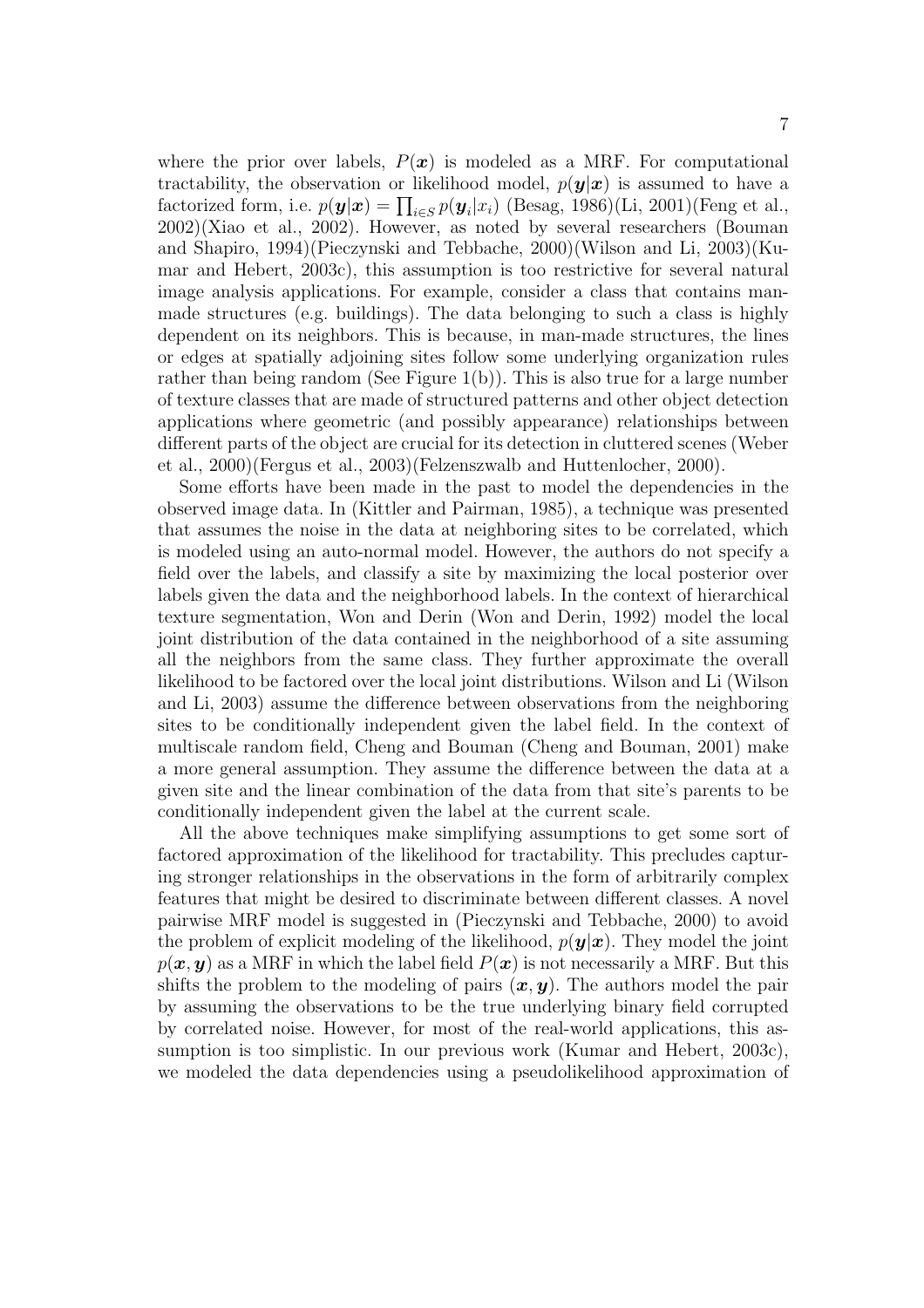where the prior over labels, $P(\boldsymbol{x})$ is modeled as a MRF. For computational tractability, the observation or likelihood model, $p(\boldsymbol{y}|\boldsymbol{x})$ is assumed to have a factorized form, i.e. $p(\boldsymbol{y}|\boldsymbol{x}) = \prod_{i \in S} p(\boldsymbol{y}_i|x_i)$ (Besag, 1986)(Li, 2001)(Feng et al., 2002)(Xiao et al., 2002). However, as noted by several researchers (Bouman and Shapiro, 1994)(Pieczynski and Tebbache, 2000)(Wilson and Li, 2003)(Kumar and Hebert, 2003c), this assumption is too restrictive for several natural image analysis applications. For example, consider a class that contains man-made structures (e.g. buildings). The data belonging to such a class is highly dependent on its neighbors. This is because, in man-made structures, the lines or edges at spatially adjoining sites follow some underlying organization rules rather than being random (See Figure 1(b)). This is also true for a large number of texture classes that are made of structured patterns and other object detection applications where geometric (and possibly appearance) relationships between different parts of the object are crucial for its detection in cluttered scenes (Weber et al., 2000)(Fergus et al., 2003)(Felzenszwalb and Huttenlocher, 2000).

Some efforts have been made in the past to model the dependencies in the observed image data. In (Kittler and Pairman, 1985), a technique was presented that assumes the noise in the data at neighboring sites to be correlated, which is modeled using an auto-normal model. However, the authors do not specify a field over the labels, and classify a site by maximizing the local posterior over labels given the data and the neighborhood labels. In the context of hierarchical texture segmentation, Won and Derin (Won and Derin, 1992) model the local joint distribution of the data contained in the neighborhood of a site assuming all the neighbors from the same class. They further approximate the overall likelihood to be factored over the local joint distributions. Wilson and Li (Wilson and Li, 2003) assume the difference between observations from the neighboring sites to be conditionally independent given the label field. In the context of multiscale random field, Cheng and Bouman (Cheng and Bouman, 2001) make a more general assumption. They assume the difference between the data at a given site and the linear combination of the data from that site's parents to be conditionally independent given the label at the current scale.

All the above techniques make simplifying assumptions to get some sort of factored approximation of the likelihood for tractability. This precludes capturing stronger relationships in the observations in the form of arbitrarily complex features that might be desired to discriminate between different classes. A novel pairwise MRF model is suggested in (Pieczynski and Tebbache, 2000) to avoid the problem of explicit modeling of the likelihood, $p(\boldsymbol{y}|\boldsymbol{x})$. They model the joint $p(\boldsymbol{x}, \boldsymbol{y})$ as a MRF in which the label field $P(\boldsymbol{x})$ is not necessarily a MRF. But this shifts the problem to the modeling of pairs $(\boldsymbol{x}, \boldsymbol{y})$. The authors model the pair by assuming the observations to be the true underlying binary field corrupted by correlated noise. However, for most of the real-world applications, this assumption is too simplistic. In our previous work (Kumar and Hebert, 2003c), we modeled the data dependencies using a pseudolikelihood approximation of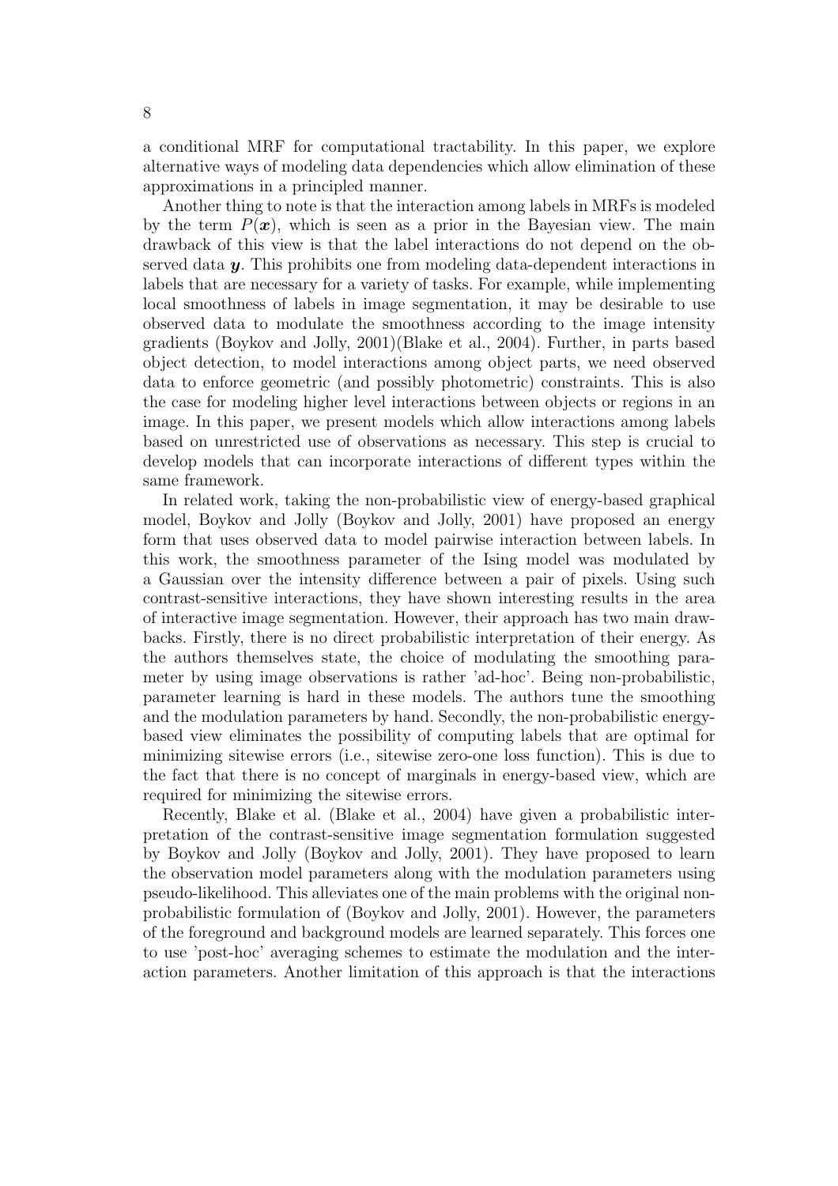a conditional MRF for computational tractability. In this paper, we explore alternative ways of modeling data dependencies which allow elimination of these approximations in a principled manner.

Another thing to note is that the interaction among labels in MRFs is modeled by the term $P(\boldsymbol{x})$, which is seen as a prior in the Bayesian view. The main drawback of this view is that the label interactions do not depend on the observed data $\boldsymbol{y}$. This prohibits one from modeling data-dependent interactions in labels that are necessary for a variety of tasks. For example, while implementing local smoothness of labels in image segmentation, it may be desirable to use observed data to modulate the smoothness according to the image intensity gradients (Boykov and Jolly, 2001)(Blake et al., 2004). Further, in parts based object detection, to model interactions among object parts, we need observed data to enforce geometric (and possibly photometric) constraints. This is also the case for modeling higher level interactions between objects or regions in an image. In this paper, we present models which allow interactions among labels based on unrestricted use of observations as necessary. This step is crucial to develop models that can incorporate interactions of different types within the same framework.

In related work, taking the non-probabilistic view of energy-based graphical model, Boykov and Jolly (Boykov and Jolly, 2001) have proposed an energy form that uses observed data to model pairwise interaction between labels. In this work, the smoothness parameter of the Ising model was modulated by a Gaussian over the intensity difference between a pair of pixels. Using such contrast-sensitive interactions, they have shown interesting results in the area of interactive image segmentation. However, their approach has two main drawbacks. Firstly, there is no direct probabilistic interpretation of their energy. As the authors themselves state, the choice of modulating the smoothing parameter by using image observations is rather 'ad-hoc'. Being non-probabilistic, parameter learning is hard in these models. The authors tune the smoothing and the modulation parameters by hand. Secondly, the non-probabilistic energy-based view eliminates the possibility of computing labels that are optimal for minimizing sitewise errors (i.e., sitewise zero-one loss function). This is due to the fact that there is no concept of marginals in energy-based view, which are required for minimizing the sitewise errors.

Recently, Blake et al. (Blake et al., 2004) have given a probabilistic interpretation of the contrast-sensitive image segmentation formulation suggested by Boykov and Jolly (Boykov and Jolly, 2001). They have proposed to learn the observation model parameters along with the modulation parameters using pseudo-likelihood. This alleviates one of the main problems with the original non-probabilistic formulation of (Boykov and Jolly, 2001). However, the parameters of the foreground and background models are learned separately. This forces one to use 'post-hoc' averaging schemes to estimate the modulation and the interaction parameters. Another limitation of this approach is that the interactions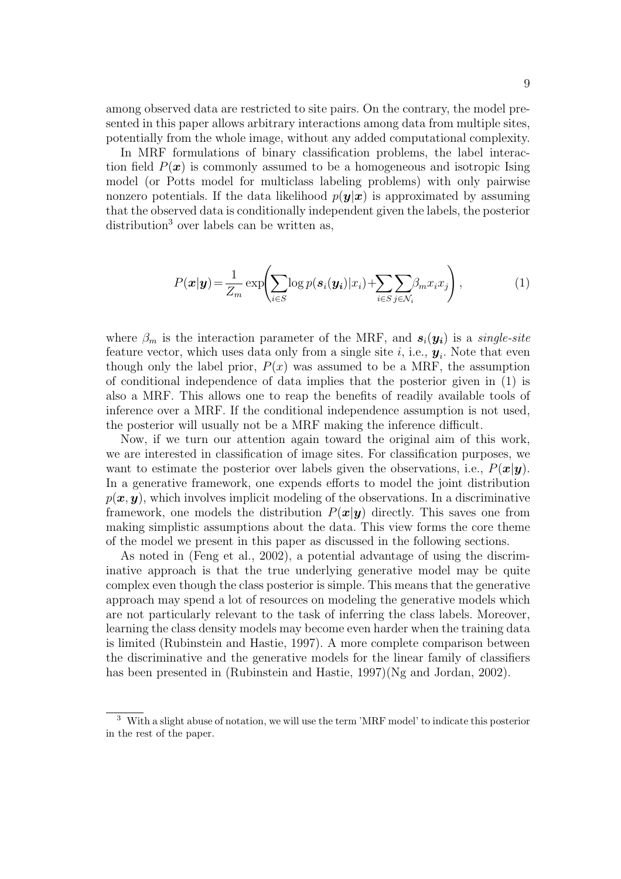among observed data are restricted to site pairs. On the contrary, the model presented in this paper allows arbitrary interactions among data from multiple sites, potentially from the whole image, without any added computational complexity.

In MRF formulations of binary classification problems, the label interaction field $P(\boldsymbol{x})$ is commonly assumed to be a homogeneous and isotropic Ising model (or Potts model for multiclass labeling problems) with only pairwise nonzero potentials. If the data likelihood $p(\boldsymbol{y}|\boldsymbol{x})$ is approximated by assuming that the observed data is conditionally independent given the labels, the posterior distribution[3] over labels can be written as,

$$P(\boldsymbol{x}|\boldsymbol{y}) = \frac{1}{Z_m} \exp\left( \sum_{i \in S} \log p(\boldsymbol{s}_i(\boldsymbol{y_i})|x_i) + \sum_{i \in S} \sum_{j \in \mathcal{N}_i} \beta_m x_i x_j \right), \tag{1}$$

where $\beta_m$ is the interaction parameter of the MRF, and $\boldsymbol{s}_i(\boldsymbol{y_i})$ is a *single-site* feature vector, which uses data only from a single site $i$, i.e., $\boldsymbol{y}_i$. Note that even though only the label prior, $P(x)$ was assumed to be a MRF, the assumption of conditional independence of data implies that the posterior given in (1) is also a MRF. This allows one to reap the benefits of readily available tools of inference over a MRF. If the conditional independence assumption is not used, the posterior will usually not be a MRF making the inference difficult.

Now, if we turn our attention again toward the original aim of this work, we are interested in classification of image sites. For classification purposes, we want to estimate the posterior over labels given the observations, i.e., $P(\boldsymbol{x}|\boldsymbol{y})$. In a generative framework, one expends efforts to model the joint distribution $p(\boldsymbol{x}, \boldsymbol{y})$, which involves implicit modeling of the observations. In a discriminative framework, one models the distribution $P(\boldsymbol{x}|\boldsymbol{y})$ directly. This saves one from making simplistic assumptions about the data. This view forms the core theme of the model we present in this paper as discussed in the following sections.

As noted in (Feng et al., 2002), a potential advantage of using the discriminative approach is that the true underlying generative model may be quite complex even though the class posterior is simple. This means that the generative approach may spend a lot of resources on modeling the generative models which are not particularly relevant to the task of inferring the class labels. Moreover, learning the class density models may become even harder when the training data is limited (Rubinstein and Hastie, 1997). A more complete comparison between the discriminative and the generative models for the linear family of classifiers has been presented in (Rubinstein and Hastie, 1997)(Ng and Jordan, 2002).

[3] With a slight abuse of notation, we will use the term 'MRF model' to indicate this posterior in the rest of the paper.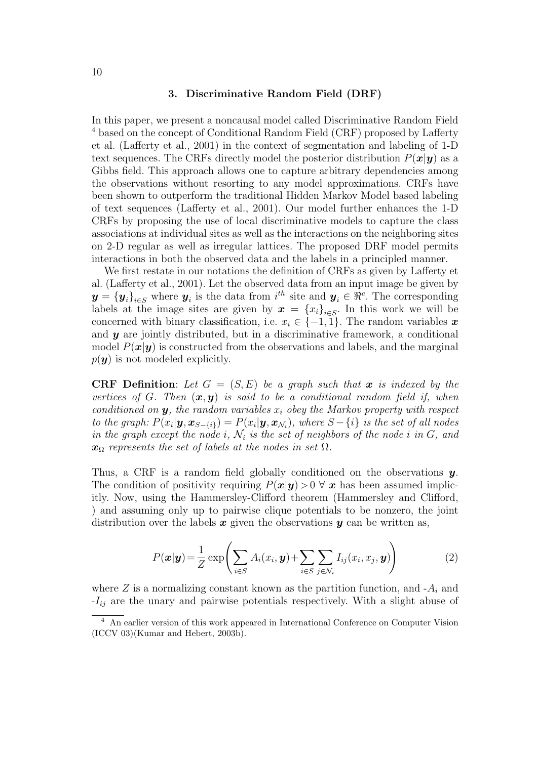## 3. Discriminative Random Field (DRF)

In this paper, we present a noncausal model called Discriminative Random Field [4] based on the concept of Conditional Random Field (CRF) proposed by Lafferty et al. (Lafferty et al., 2001) in the context of segmentation and labeling of 1-D text sequences. The CRFs directly model the posterior distribution $P(\boldsymbol{x}|\boldsymbol{y})$ as a Gibbs field. This approach allows one to capture arbitrary dependencies among the observations without resorting to any model approximations. CRFs have been shown to outperform the traditional Hidden Markov Model based labeling of text sequences (Lafferty et al., 2001). Our model further enhances the 1-D CRFs by proposing the use of local discriminative models to capture the class associations at individual sites as well as the interactions on the neighboring sites on 2-D regular as well as irregular lattices. The proposed DRF model permits interactions in both the observed data and the labels in a principled manner.

We first restate in our notations the definition of CRFs as given by Lafferty et al. (Lafferty et al., 2001). Let the observed data from an input image be given by $\boldsymbol{y} = \{\boldsymbol{y}_i\}_{i \in S}$ where $\boldsymbol{y}_i$ is the data from $i^{th}$ site and $\boldsymbol{y}_i \in \Re^c$. The corresponding labels at the image sites are given by $\boldsymbol{x} = \{x_i\}_{i \in S}$. In this work we will be concerned with binary classification, i.e. $x_i \in \{-1, 1\}$. The random variables $\boldsymbol{x}$ and $\boldsymbol{y}$ are jointly distributed, but in a discriminative framework, a conditional model $P(\boldsymbol{x}|\boldsymbol{y})$ is constructed from the observations and labels, and the marginal $p(\boldsymbol{y})$ is not modeled explicitly.

**CRF Definition**: *Let $G = (S, E)$ be a graph such that $\boldsymbol{x}$ is indexed by the vertices of $G$. Then $(\boldsymbol{x}, \boldsymbol{y})$ is said to be a conditional random field if, when conditioned on $\boldsymbol{y}$, the random variables $x_i$ obey the Markov property with respect to the graph: $P(x_i|\boldsymbol{y}, \boldsymbol{x}_{S-\{i\}}) = P(x_i|\boldsymbol{y}, \boldsymbol{x}_{\mathcal{N}_i})$, where $S - \{i\}$ is the set of all nodes in the graph except the node $i$, $\mathcal{N}_i$ is the set of neighbors of the node $i$ in $G$, and $\boldsymbol{x}_\Omega$ represents the set of labels at the nodes in set $\Omega$.*

Thus, a CRF is a random field globally conditioned on the observations $\boldsymbol{y}$. The condition of positivity requiring $P(\boldsymbol{x}|\boldsymbol{y}) > 0 \; \forall \; \boldsymbol{x}$ has been assumed implicitly. Now, using the Hammersley-Clifford theorem (Hammersley and Clifford, ) and assuming only up to pairwise clique potentials to be nonzero, the joint distribution over the labels $\boldsymbol{x}$ given the observations $\boldsymbol{y}$ can be written as,

$$P(\boldsymbol{x}|\boldsymbol{y}) = \frac{1}{Z} \exp\left( \sum_{i \in S} A_i(x_i, \boldsymbol{y}) + \sum_{i \in S} \sum_{j \in \mathcal{N}_i} I_{ij}(x_i, x_j, \boldsymbol{y}) \right) \tag{2}$$

where $Z$ is a normalizing constant known as the partition function, and $-A_i$ and $-I_{ij}$ are the unary and pairwise potentials respectively. With a slight abuse of

[4] An earlier version of this work appeared in International Conference on Computer Vision (ICCV 03)(Kumar and Hebert, 2003b).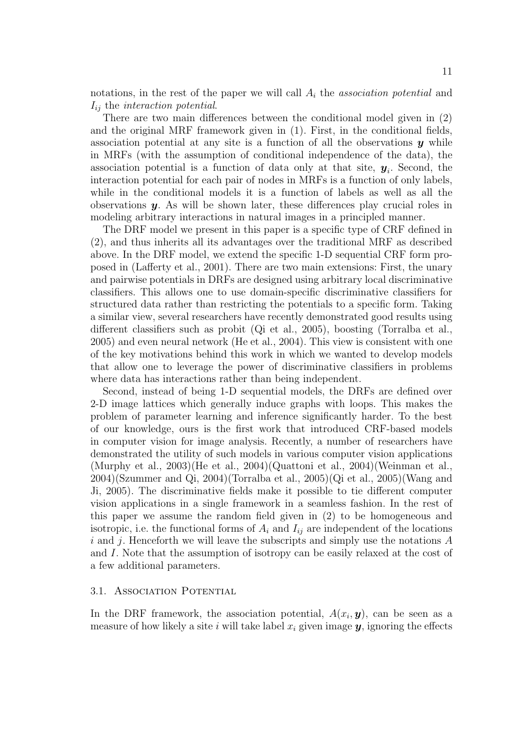notations, in the rest of the paper we will call $A_i$ the *association potential* and $I_{ij}$ the *interaction potential*.

There are two main differences between the conditional model given in (2) and the original MRF framework given in (1). First, in the conditional fields, association potential at any site is a function of all the observations $\boldsymbol{y}$ while in MRFs (with the assumption of conditional independence of the data), the association potential is a function of data only at that site, $\boldsymbol{y}_i$. Second, the interaction potential for each pair of nodes in MRFs is a function of only labels, while in the conditional models it is a function of labels as well as all the observations $\boldsymbol{y}$. As will be shown later, these differences play crucial roles in modeling arbitrary interactions in natural images in a principled manner.

The DRF model we present in this paper is a specific type of CRF defined in (2), and thus inherits all its advantages over the traditional MRF as described above. In the DRF model, we extend the specific 1-D sequential CRF form proposed in (Lafferty et al., 2001). There are two main extensions: First, the unary and pairwise potentials in DRFs are designed using arbitrary local discriminative classifiers. This allows one to use domain-specific discriminative classifiers for structured data rather than restricting the potentials to a specific form. Taking a similar view, several researchers have recently demonstrated good results using different classifiers such as probit (Qi et al., 2005), boosting (Torralba et al., 2005) and even neural network (He et al., 2004). This view is consistent with one of the key motivations behind this work in which we wanted to develop models that allow one to leverage the power of discriminative classifiers in problems where data has interactions rather than being independent.

Second, instead of being 1-D sequential models, the DRFs are defined over 2-D image lattices which generally induce graphs with loops. This makes the problem of parameter learning and inference significantly harder. To the best of our knowledge, ours is the first work that introduced CRF-based models in computer vision for image analysis. Recently, a number of researchers have demonstrated the utility of such models in various computer vision applications (Murphy et al., 2003)(He et al., 2004)(Quattoni et al., 2004)(Weinman et al., 2004)(Szummer and Qi, 2004)(Torralba et al., 2005)(Qi et al., 2005)(Wang and Ji, 2005). The discriminative fields make it possible to tie different computer vision applications in a single framework in a seamless fashion. In the rest of this paper we assume the random field given in (2) to be homogeneous and isotropic, i.e. the functional forms of $A_i$ and $I_{ij}$ are independent of the locations $i$ and $j$. Henceforth we will leave the subscripts and simply use the notations $A$ and $I$. Note that the assumption of isotropy can be easily relaxed at the cost of a few additional parameters.

### 3.1. Association Potential

In the DRF framework, the association potential, $A(x_i, \boldsymbol{y})$, can be seen as a measure of how likely a site $i$ will take label $x_i$ given image $\boldsymbol{y}$, ignoring the effects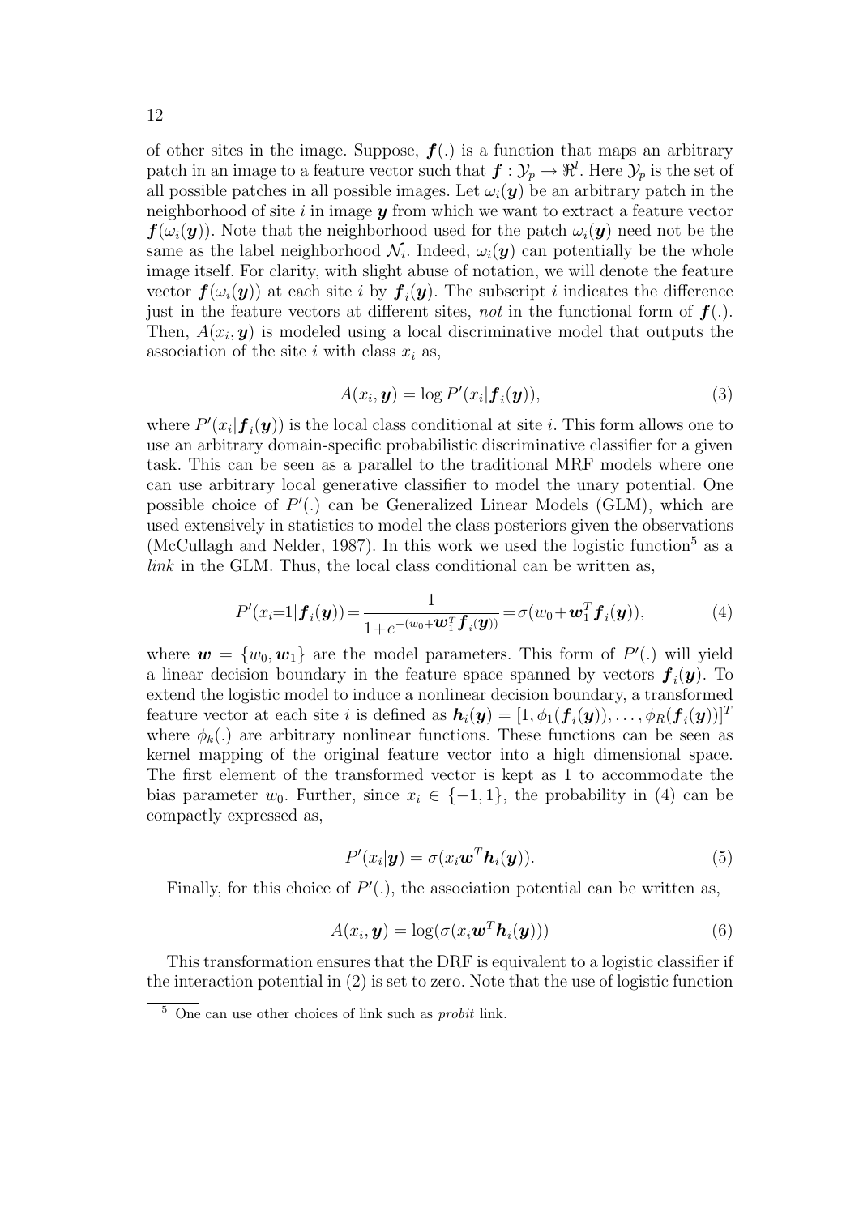of other sites in the image. Suppose, $\boldsymbol{f}(.)$ is a function that maps an arbitrary patch in an image to a feature vector such that $\boldsymbol{f} : \mathcal{Y}_p \rightarrow \Re^l$. Here $\mathcal{Y}_p$ is the set of all possible patches in all possible images. Let $\omega_i(\boldsymbol{y})$ be an arbitrary patch in the neighborhood of site $i$ in image $\boldsymbol{y}$ from which we want to extract a feature vector $\boldsymbol{f}(\omega_i(\boldsymbol{y}))$. Note that the neighborhood used for the patch $\omega_i(\boldsymbol{y})$ need not be the same as the label neighborhood $\mathcal{N}_i$. Indeed, $\omega_i(\boldsymbol{y})$ can potentially be the whole image itself. For clarity, with slight abuse of notation, we will denote the feature vector $\boldsymbol{f}(\omega_i(\boldsymbol{y}))$ at each site $i$ by $\boldsymbol{f}_i(\boldsymbol{y})$. The subscript $i$ indicates the difference just in the feature vectors at different sites, *not* in the functional form of $\boldsymbol{f}(.)$. Then, $A(x_i, \boldsymbol{y})$ is modeled using a local discriminative model that outputs the association of the site $i$ with class $x_i$ as,

$$A(x_i, \boldsymbol{y}) = \log P'(x_i | \boldsymbol{f}_i(\boldsymbol{y})), \tag{3}$$

where $P'(x_i|\boldsymbol{f}_i(\boldsymbol{y}))$ is the local class conditional at site $i$. This form allows one to use an arbitrary domain-specific probabilistic discriminative classifier for a given task. This can be seen as a parallel to the traditional MRF models where one can use arbitrary local generative classifier to model the unary potential. One possible choice of $P'(.)$ can be Generalized Linear Models (GLM), which are used extensively in statistics to model the class posteriors given the observations (McCullagh and Nelder, 1987). In this work we used the logistic function[5] as a *link* in the GLM. Thus, the local class conditional can be written as,

$$P'(x_i{=}1|\boldsymbol{f}_i(\boldsymbol{y})) = \frac{1}{1+e^{-(w_0 + \boldsymbol{w}_1^T \boldsymbol{f}_i(\boldsymbol{y}))}} = \sigma(w_0 + \boldsymbol{w}_1^T \boldsymbol{f}_i(\boldsymbol{y})), \tag{4}$$

where $\boldsymbol{w} = \{w_0, \boldsymbol{w}_1\}$ are the model parameters. This form of $P'(.)$ will yield a linear decision boundary in the feature space spanned by vectors $\boldsymbol{f}_i(\boldsymbol{y})$. To extend the logistic model to induce a nonlinear decision boundary, a transformed feature vector at each site $i$ is defined as $\boldsymbol{h}_i(\boldsymbol{y}) = [1, \phi_1(\boldsymbol{f}_i(\boldsymbol{y})), \ldots, \phi_R(\boldsymbol{f}_i(\boldsymbol{y}))]^T$ where $\phi_k(.)$ are arbitrary nonlinear functions. These functions can be seen as kernel mapping of the original feature vector into a high dimensional space. The first element of the transformed vector is kept as 1 to accommodate the bias parameter $w_0$. Further, since $x_i \in \{-1, 1\}$, the probability in (4) can be compactly expressed as,

$$P'(x_i|\boldsymbol{y}) = \sigma(x_i \boldsymbol{w}^T \boldsymbol{h}_i(\boldsymbol{y})). \tag{5}$$

Finally, for this choice of $P'(.)$, the association potential can be written as,

$$A(x_i, \boldsymbol{y}) = \log(\sigma(x_i \boldsymbol{w}^T \boldsymbol{h}_i(\boldsymbol{y}))) \tag{6}$$

This transformation ensures that the DRF is equivalent to a logistic classifier if the interaction potential in (2) is set to zero. Note that the use of logistic function

[5] One can use other choices of link such as *probit* link.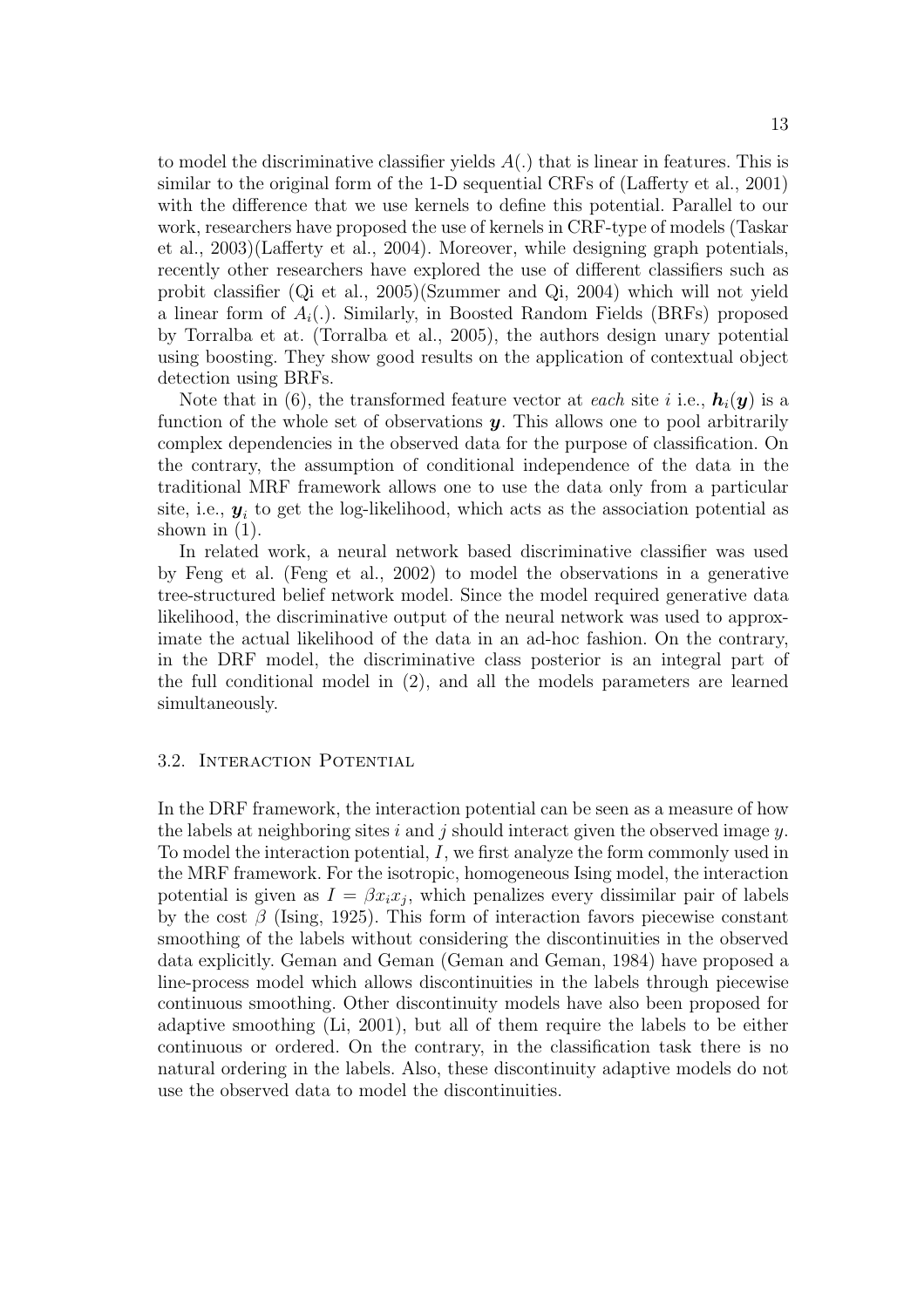to model the discriminative classifier yields $A(.)$ that is linear in features. This is similar to the original form of the 1-D sequential CRFs of (Lafferty et al., 2001) with the difference that we use kernels to define this potential. Parallel to our work, researchers have proposed the use of kernels in CRF-type of models (Taskar et al., 2003)(Lafferty et al., 2004). Moreover, while designing graph potentials, recently other researchers have explored the use of different classifiers such as probit classifier (Qi et al., 2005)(Szummer and Qi, 2004) which will not yield a linear form of $A_i(.)$. Similarly, in Boosted Random Fields (BRFs) proposed by Torralba et at. (Torralba et al., 2005), the authors design unary potential using boosting. They show good results on the application of contextual object detection using BRFs.

Note that in (6), the transformed feature vector at *each* site $i$ i.e., $\boldsymbol{h}_i(\boldsymbol{y})$ is a function of the whole set of observations $\boldsymbol{y}$. This allows one to pool arbitrarily complex dependencies in the observed data for the purpose of classification. On the contrary, the assumption of conditional independence of the data in the traditional MRF framework allows one to use the data only from a particular site, i.e., $\boldsymbol{y}_i$ to get the log-likelihood, which acts as the association potential as shown in (1).

In related work, a neural network based discriminative classifier was used by Feng et al. (Feng et al., 2002) to model the observations in a generative tree-structured belief network model. Since the model required generative data likelihood, the discriminative output of the neural network was used to approximate the actual likelihood of the data in an ad-hoc fashion. On the contrary, in the DRF model, the discriminative class posterior is an integral part of the full conditional model in (2), and all the models parameters are learned simultaneously.

### 3.2. Interaction Potential

In the DRF framework, the interaction potential can be seen as a measure of how the labels at neighboring sites $i$ and $j$ should interact given the observed image $y$. To model the interaction potential, $I$, we first analyze the form commonly used in the MRF framework. For the isotropic, homogeneous Ising model, the interaction potential is given as $I = \beta x_i x_j$, which penalizes every dissimilar pair of labels by the cost $\beta$ (Ising, 1925). This form of interaction favors piecewise constant smoothing of the labels without considering the discontinuities in the observed data explicitly. Geman and Geman (Geman and Geman, 1984) have proposed a line-process model which allows discontinuities in the labels through piecewise continuous smoothing. Other discontinuity models have also been proposed for adaptive smoothing (Li, 2001), but all of them require the labels to be either continuous or ordered. On the contrary, in the classification task there is no natural ordering in the labels. Also, these discontinuity adaptive models do not use the observed data to model the discontinuities.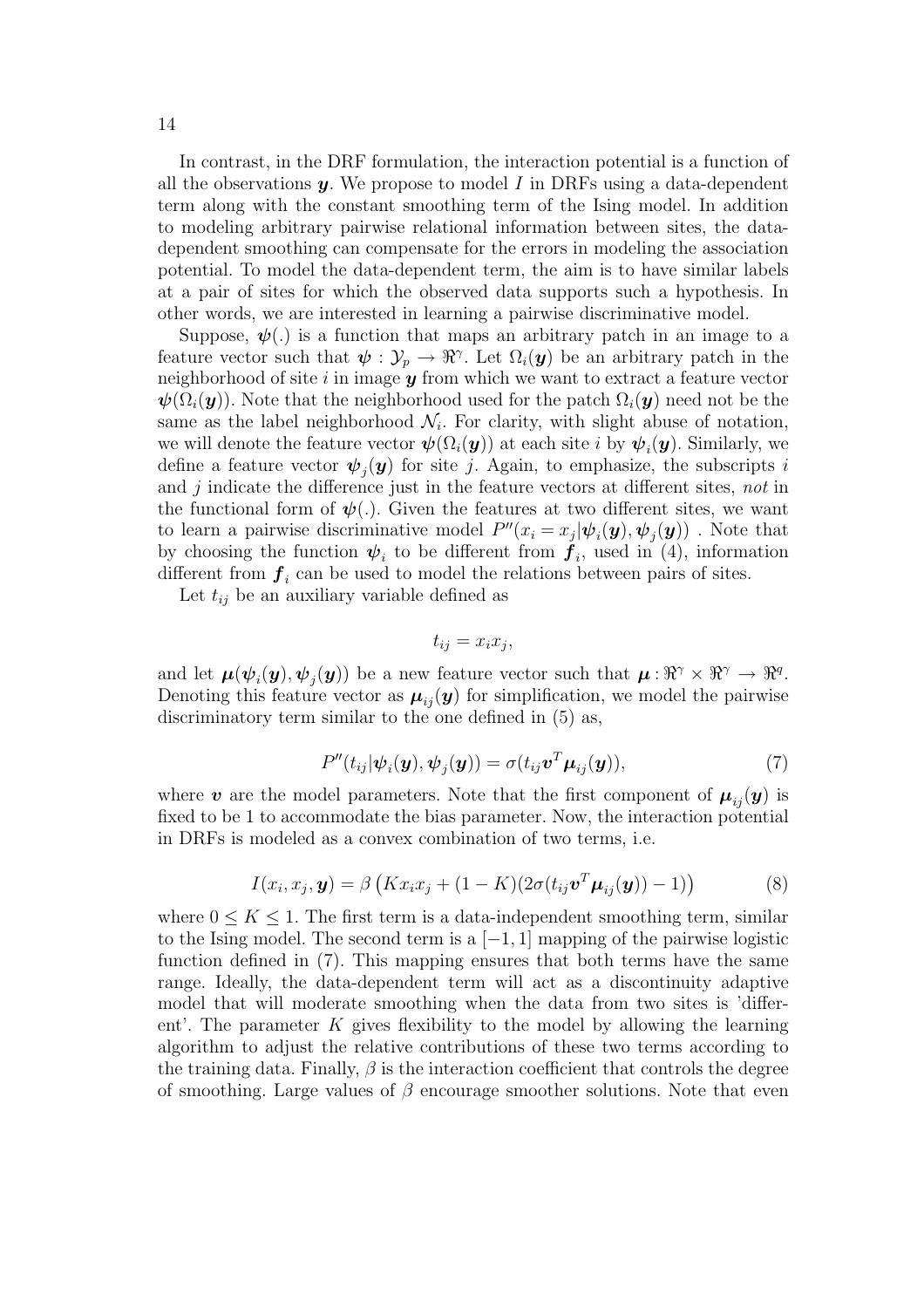In contrast, in the DRF formulation, the interaction potential is a function of all the observations $\boldsymbol{y}$. We propose to model $I$ in DRFs using a data-dependent term along with the constant smoothing term of the Ising model. In addition to modeling arbitrary pairwise relational information between sites, the data-dependent smoothing can compensate for the errors in modeling the association potential. To model the data-dependent term, the aim is to have similar labels at a pair of sites for which the observed data supports such a hypothesis. In other words, we are interested in learning a pairwise discriminative model.

Suppose, $\boldsymbol{\psi}(.)$ is a function that maps an arbitrary patch in an image to a feature vector such that $\boldsymbol{\psi} : \mathcal{Y}_p \rightarrow \Re^{\gamma}$. Let $\Omega_i(\boldsymbol{y})$ be an arbitrary patch in the neighborhood of site $i$ in image $\boldsymbol{y}$ from which we want to extract a feature vector $\boldsymbol{\psi}(\Omega_i(\boldsymbol{y}))$. Note that the neighborhood used for the patch $\Omega_i(\boldsymbol{y})$ need not be the same as the label neighborhood $\mathcal{N}_i$. For clarity, with slight abuse of notation, we will denote the feature vector $\boldsymbol{\psi}(\Omega_i(\boldsymbol{y}))$ at each site $i$ by $\boldsymbol{\psi}_i(\boldsymbol{y})$. Similarly, we define a feature vector $\boldsymbol{\psi}_j(\boldsymbol{y})$ for site $j$. Again, to emphasize, the subscripts $i$ and $j$ indicate the difference just in the feature vectors at different sites, *not* in the functional form of $\boldsymbol{\psi}(.)$. Given the features at two different sites, we want to learn a pairwise discriminative model $P''(x_i = x_j|\boldsymbol{\psi}_i(\boldsymbol{y}), \boldsymbol{\psi}_j(\boldsymbol{y}))$ . Note that by choosing the function $\boldsymbol{\psi}_i$ to be different from $\boldsymbol{f}_i$, used in (4), information different from $\boldsymbol{f}_i$ can be used to model the relations between pairs of sites.

Let $t_{ij}$ be an auxiliary variable defined as

$$t_{ij} = x_i x_j,$$

and let $\boldsymbol{\mu}(\boldsymbol{\psi}_i(\boldsymbol{y}), \boldsymbol{\psi}_j(\boldsymbol{y}))$ be a new feature vector such that $\boldsymbol{\mu} : \Re^{\gamma} \times \Re^{\gamma} \rightarrow \Re^{q}$. Denoting this feature vector as $\boldsymbol{\mu}_{ij}(\boldsymbol{y})$ for simplification, we model the pairwise discriminatory term similar to the one defined in (5) as,

$$P''(t_{ij}|\boldsymbol{\psi}_i(\boldsymbol{y}), \boldsymbol{\psi}_j(\boldsymbol{y})) = \sigma(t_{ij}\boldsymbol{v}^T\boldsymbol{\mu}_{ij}(\boldsymbol{y})), \tag{7}$$

where $\boldsymbol{v}$ are the model parameters. Note that the first component of $\boldsymbol{\mu}_{ij}(\boldsymbol{y})$ is fixed to be 1 to accommodate the bias parameter. Now, the interaction potential in DRFs is modeled as a convex combination of two terms, i.e.

$$I(x_i, x_j, \boldsymbol{y}) = \beta \left( K x_i x_j + (1 - K)(2\sigma(t_{ij}\boldsymbol{v}^T\boldsymbol{\mu}_{ij}(\boldsymbol{y})) - 1) \right) \tag{8}$$

where $0 \leq K \leq 1$. The first term is a data-independent smoothing term, similar to the Ising model. The second term is a $[-1, 1]$ mapping of the pairwise logistic function defined in (7). This mapping ensures that both terms have the same range. Ideally, the data-dependent term will act as a discontinuity adaptive model that will moderate smoothing when the data from two sites is 'different'. The parameter $K$ gives flexibility to the model by allowing the learning algorithm to adjust the relative contributions of these two terms according to the training data. Finally, $\beta$ is the interaction coefficient that controls the degree of smoothing. Large values of $\beta$ encourage smoother solutions. Note that even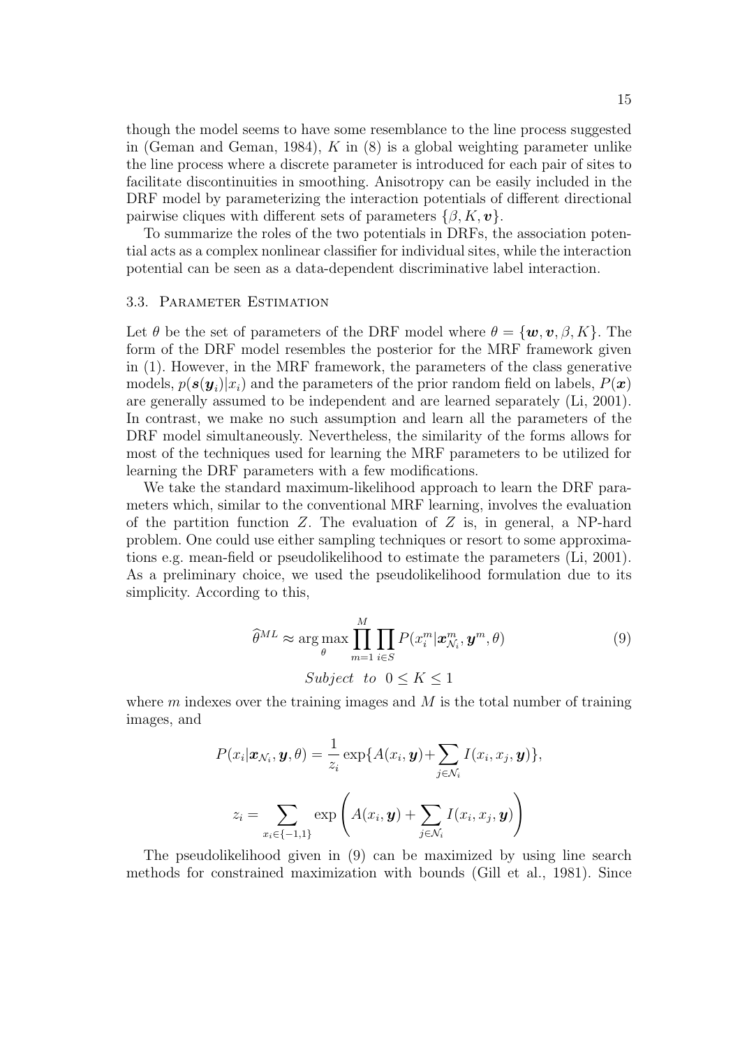though the model seems to have some resemblance to the line process suggested in (Geman and Geman, 1984), $K$ in (8) is a global weighting parameter unlike the line process where a discrete parameter is introduced for each pair of sites to facilitate discontinuities in smoothing. Anisotropy can be easily included in the DRF model by parameterizing the interaction potentials of different directional pairwise cliques with different sets of parameters $\{\beta, K, \boldsymbol{v}\}$.

To summarize the roles of the two potentials in DRFs, the association potential acts as a complex nonlinear classifier for individual sites, while the interaction potential can be seen as a data-dependent discriminative label interaction.

### 3.3. Parameter Estimation

Let $\theta$ be the set of parameters of the DRF model where $\theta = \{\boldsymbol{w}, \boldsymbol{v}, \beta, K\}$. The form of the DRF model resembles the posterior for the MRF framework given in (1). However, in the MRF framework, the parameters of the class generative models, $p(\boldsymbol{s}(\boldsymbol{y}_i)|x_i)$ and the parameters of the prior random field on labels, $P(\boldsymbol{x})$ are generally assumed to be independent and are learned separately (Li, 2001). In contrast, we make no such assumption and learn all the parameters of the DRF model simultaneously. Nevertheless, the similarity of the forms allows for most of the techniques used for learning the MRF parameters to be utilized for learning the DRF parameters with a few modifications.

We take the standard maximum-likelihood approach to learn the DRF parameters which, similar to the conventional MRF learning, involves the evaluation of the partition function $Z$. The evaluation of $Z$ is, in general, a NP-hard problem. One could use either sampling techniques or resort to some approximations e.g. mean-field or pseudolikelihood to estimate the parameters (Li, 2001). As a preliminary choice, we used the pseudolikelihood formulation due to its simplicity. According to this,

$$\widehat{\theta}^{ML} \approx \arg\max_{\theta} \prod_{m=1}^{M} \prod_{i \in S} P(x_i^m | \boldsymbol{x}_{\mathcal{N}_i}^m, \boldsymbol{y}^m, \theta) \tag{9}$$

$$Subject \;\; to \;\; 0 \leq K \leq 1$$

where $m$ indexes over the training images and $M$ is the total number of training images, and

$$P(x_i|\boldsymbol{x}_{\mathcal{N}_i}, \boldsymbol{y}, \theta) = \frac{1}{z_i} \exp\{A(x_i, \boldsymbol{y}) + \sum_{j \in \mathcal{N}_i} I(x_i, x_j, \boldsymbol{y})\},$$

$$z_i = \sum_{x_i \in \{-1,1\}} \exp\left( A(x_i, \boldsymbol{y}) + \sum_{j \in \mathcal{N}_i} I(x_i, x_j, \boldsymbol{y}) \right)$$

The pseudolikelihood given in (9) can be maximized by using line search methods for constrained maximization with bounds (Gill et al., 1981). Since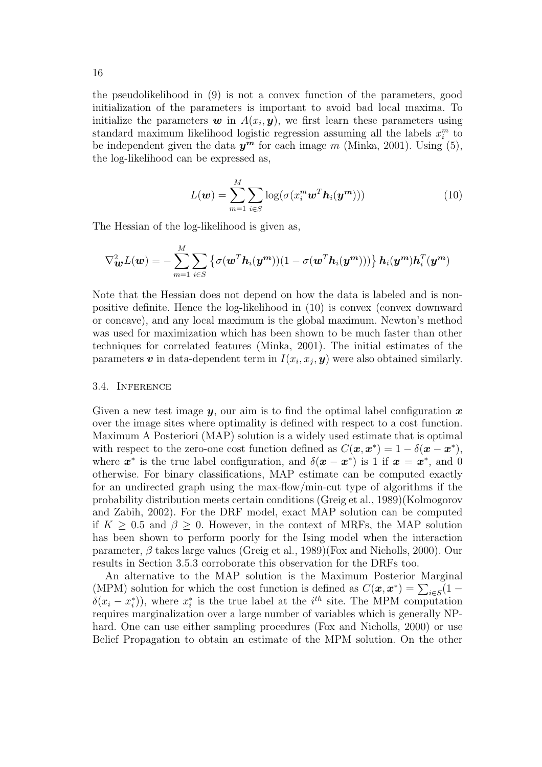the pseudolikelihood in (9) is not a convex function of the parameters, good initialization of the parameters is important to avoid bad local maxima. To initialize the parameters $\boldsymbol{w}$ in $A(x_i, \boldsymbol{y})$, we first learn these parameters using standard maximum likelihood logistic regression assuming all the labels $x_i^m$ to be independent given the data $\boldsymbol{y^m}$ for each image $m$ (Minka, 2001). Using (5), the log-likelihood can be expressed as,

$$L(\boldsymbol{w}) = \sum_{m=1}^{M} \sum_{i \in S} \log(\sigma(x_i^m \boldsymbol{w}^T \boldsymbol{h}_i(\boldsymbol{y^m}))) \tag{10}$$

The Hessian of the log-likelihood is given as,

$$\nabla^2_{\boldsymbol{w}} L(\boldsymbol{w}) = -\sum_{m=1}^{M} \sum_{i \in S} \left\{ \sigma(\boldsymbol{w}^T \boldsymbol{h}_i(\boldsymbol{y^m}))(1 - \sigma(\boldsymbol{w}^T \boldsymbol{h}_i(\boldsymbol{y^m}))) \right\} \boldsymbol{h}_i(\boldsymbol{y^m}) \boldsymbol{h}_i^T(\boldsymbol{y^m})$$

Note that the Hessian does not depend on how the data is labeled and is non-positive definite. Hence the log-likelihood in (10) is convex (convex downward or concave), and any local maximum is the global maximum. Newton's method was used for maximization which has been shown to be much faster than other techniques for correlated features (Minka, 2001). The initial estimates of the parameters $\boldsymbol{v}$ in data-dependent term in $I(x_i, x_j, \boldsymbol{y})$ were also obtained similarly.

### 3.4. Inference

Given a new test image $\boldsymbol{y}$, our aim is to find the optimal label configuration $\boldsymbol{x}$ over the image sites where optimality is defined with respect to a cost function. Maximum A Posteriori (MAP) solution is a widely used estimate that is optimal with respect to the zero-one cost function defined as $C(\boldsymbol{x}, \boldsymbol{x}^*) = 1 - \delta(\boldsymbol{x} - \boldsymbol{x}^*)$, where $\boldsymbol{x}^*$ is the true label configuration, and $\delta(\boldsymbol{x} - \boldsymbol{x}^*)$ is 1 if $\boldsymbol{x} = \boldsymbol{x}^*$, and 0 otherwise. For binary classifications, MAP estimate can be computed exactly for an undirected graph using the max-flow/min-cut type of algorithms if the probability distribution meets certain conditions (Greig et al., 1989)(Kolmogorov and Zabih, 2002). For the DRF model, exact MAP solution can be computed if $K \geq 0.5$ and $\beta \geq 0$. However, in the context of MRFs, the MAP solution has been shown to perform poorly for the Ising model when the interaction parameter, $\beta$ takes large values (Greig et al., 1989)(Fox and Nicholls, 2000). Our results in Section 3.5.3 corroborate this observation for the DRFs too.

An alternative to the MAP solution is the Maximum Posterior Marginal (MPM) solution for which the cost function is defined as $C(\boldsymbol{x}, \boldsymbol{x}^*) = \sum_{i \in S}(1 - \delta(x_i - x_i^*))$, where $x_i^*$ is the true label at the $i^{th}$ site. The MPM computation requires marginalization over a large number of variables which is generally NP-hard. One can use either sampling procedures (Fox and Nicholls, 2000) or use Belief Propagation to obtain an estimate of the MPM solution. On the other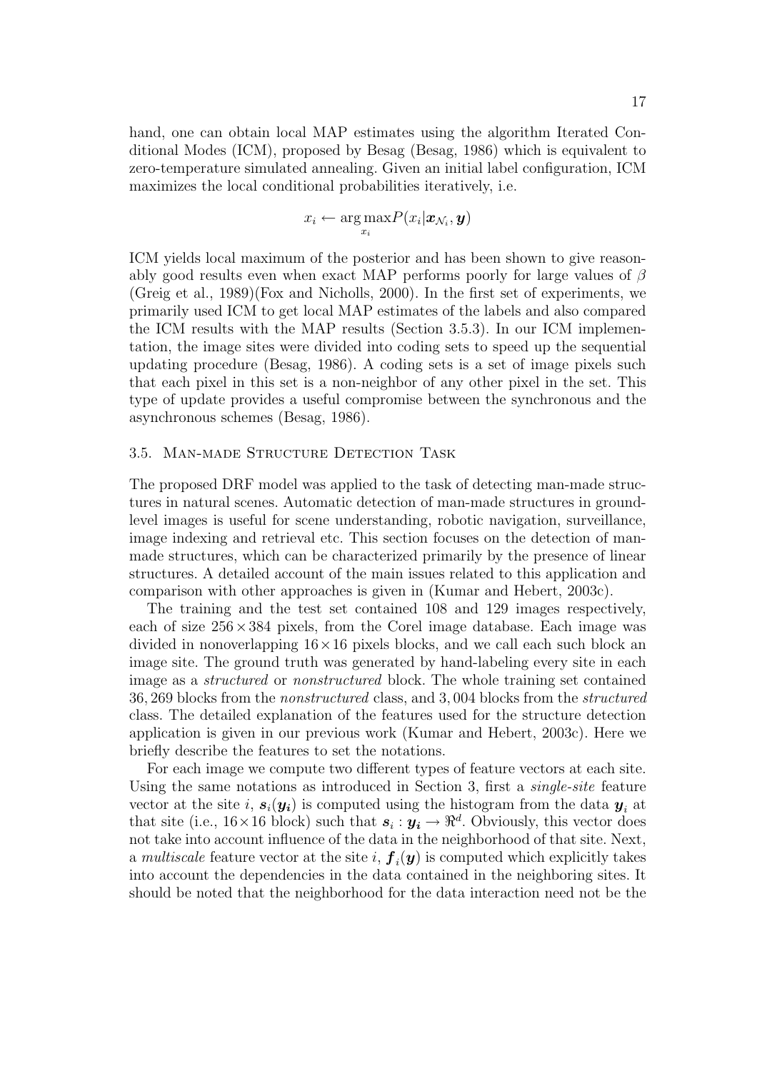hand, one can obtain local MAP estimates using the algorithm Iterated Conditional Modes (ICM), proposed by Besag (Besag, 1986) which is equivalent to zero-temperature simulated annealing. Given an initial label configuration, ICM maximizes the local conditional probabilities iteratively, i.e.

$$x_i \leftarrow \arg\max_{x_i} P(x_i|\boldsymbol{x}_{\mathcal{N}_i}, \boldsymbol{y})$$

ICM yields local maximum of the posterior and has been shown to give reasonably good results even when exact MAP performs poorly for large values of $\beta$ (Greig et al., 1989)(Fox and Nicholls, 2000). In the first set of experiments, we primarily used ICM to get local MAP estimates of the labels and also compared the ICM results with the MAP results (Section 3.5.3). In our ICM implementation, the image sites were divided into coding sets to speed up the sequential updating procedure (Besag, 1986). A coding sets is a set of image pixels such that each pixel in this set is a non-neighbor of any other pixel in the set. This type of update provides a useful compromise between the synchronous and the asynchronous schemes (Besag, 1986).

### 3.5. Man-made Structure Detection Task

The proposed DRF model was applied to the task of detecting man-made structures in natural scenes. Automatic detection of man-made structures in ground-level images is useful for scene understanding, robotic navigation, surveillance, image indexing and retrieval etc. This section focuses on the detection of man-made structures, which can be characterized primarily by the presence of linear structures. A detailed account of the main issues related to this application and comparison with other approaches is given in (Kumar and Hebert, 2003c).

The training and the test set contained 108 and 129 images respectively, each of size $256 \times 384$ pixels, from the Corel image database. Each image was divided in nonoverlapping $16 \times 16$ pixels blocks, and we call each such block an image site. The ground truth was generated by hand-labeling every site in each image as a *structured* or *nonstructured* block. The whole training set contained 36,269 blocks from the *nonstructured* class, and 3,004 blocks from the *structured* class. The detailed explanation of the features used for the structure detection application is given in our previous work (Kumar and Hebert, 2003c). Here we briefly describe the features to set the notations.

For each image we compute two different types of feature vectors at each site. Using the same notations as introduced in Section 3, first a *single-site* feature vector at the site $i$, $\boldsymbol{s}_i(\boldsymbol{y_i})$ is computed using the histogram from the data $\boldsymbol{y}_i$ at that site (i.e., $16 \times 16$ block) such that $\boldsymbol{s}_i : \boldsymbol{y_i} \rightarrow \Re^d$. Obviously, this vector does not take into account influence of the data in the neighborhood of that site. Next, a *multiscale* feature vector at the site $i$, $\boldsymbol{f}_i(\boldsymbol{y})$ is computed which explicitly takes into account the dependencies in the data contained in the neighboring sites. It should be noted that the neighborhood for the data interaction need not be the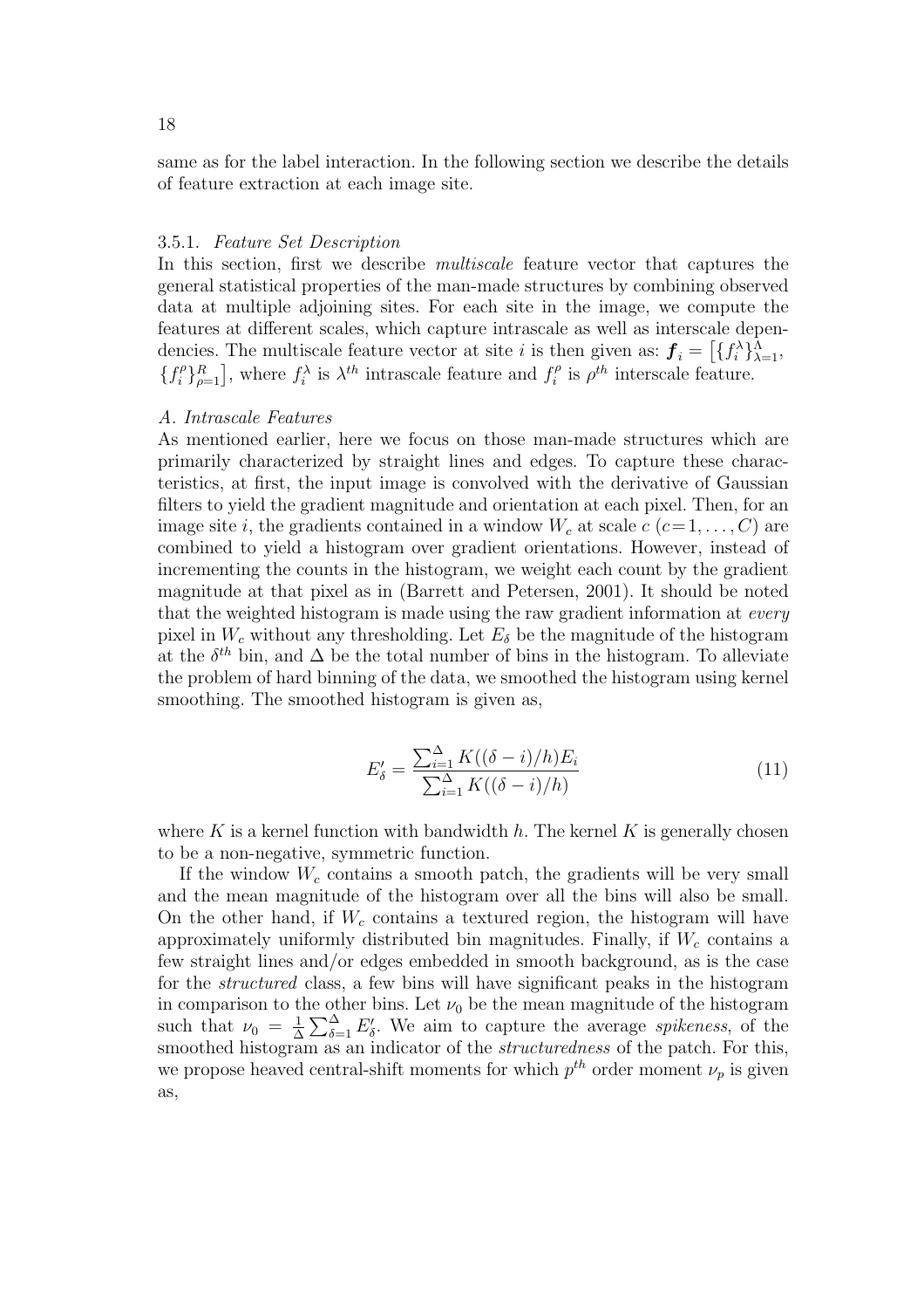same as for the label interaction. In the following section we describe the details of feature extraction at each image site.

### 3.5.1. *Feature Set Description*

In this section, first we describe *multiscale* feature vector that captures the general statistical properties of the man-made structures by combining observed data at multiple adjoining sites. For each site in the image, we compute the features at different scales, which capture intrascale as well as interscale dependencies. The multiscale feature vector at site $i$ is then given as: $\boldsymbol{f}_i = \left[\{f_i^\lambda\}_{\lambda=1}^{\Lambda}, \{f_i^\rho\}_{\rho=1}^{R}\right]$, where $f_i^\lambda$ is $\lambda^{th}$ intrascale feature and $f_i^\rho$ is $\rho^{th}$ interscale feature.

*A. Intrascale Features*

As mentioned earlier, here we focus on those man-made structures which are primarily characterized by straight lines and edges. To capture these characteristics, at first, the input image is convolved with the derivative of Gaussian filters to yield the gradient magnitude and orientation at each pixel. Then, for an image site $i$, the gradients contained in a window $W_c$ at scale $c$ ($c=1,\ldots,C$) are combined to yield a histogram over gradient orientations. However, instead of incrementing the counts in the histogram, we weight each count by the gradient magnitude at that pixel as in (Barrett and Petersen, 2001). It should be noted that the weighted histogram is made using the raw gradient information at *every* pixel in $W_c$ without any thresholding. Let $E_\delta$ be the magnitude of the histogram at the $\delta^{th}$ bin, and $\Delta$ be the total number of bins in the histogram. To alleviate the problem of hard binning of the data, we smoothed the histogram using kernel smoothing. The smoothed histogram is given as,

$$E'_\delta = \frac{\sum_{i=1}^{\Delta} K((\delta - i)/h) E_i}{\sum_{i=1}^{\Delta} K((\delta - i)/h)} \tag{11}$$

where $K$ is a kernel function with bandwidth $h$. The kernel $K$ is generally chosen to be a non-negative, symmetric function.

If the window $W_c$ contains a smooth patch, the gradients will be very small and the mean magnitude of the histogram over all the bins will also be small. On the other hand, if $W_c$ contains a textured region, the histogram will have approximately uniformly distributed bin magnitudes. Finally, if $W_c$ contains a few straight lines and/or edges embedded in smooth background, as is the case for the *structured* class, a few bins will have significant peaks in the histogram in comparison to the other bins. Let $\nu_0$ be the mean magnitude of the histogram such that $\nu_0 = \frac{1}{\Delta}\sum_{\delta=1}^{\Delta} E'_\delta$. We aim to capture the average *spikeness*, of the smoothed histogram as an indicator of the *structuredness* of the patch. For this, we propose heaved central-shift moments for which $p^{th}$ order moment $\nu_p$ is given as,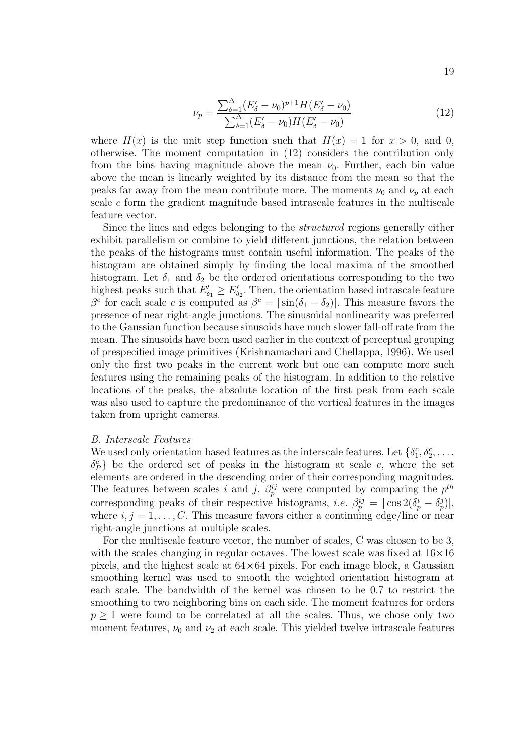$$\nu_p = \frac{\sum_{\delta=1}^{\Delta}(E'_\delta - \nu_0)^{p+1} H(E'_\delta - \nu_0)}{\sum_{\delta=1}^{\Delta}(E'_\delta - \nu_0) H(E'_\delta - \nu_0)} \tag{12}$$

where $H(x)$ is the unit step function such that $H(x) = 1$ for $x > 0$, and 0, otherwise. The moment computation in (12) considers the contribution only from the bins having magnitude above the mean $\nu_0$. Further, each bin value above the mean is linearly weighted by its distance from the mean so that the peaks far away from the mean contribute more. The moments $\nu_0$ and $\nu_p$ at each scale $c$ form the gradient magnitude based intrascale features in the multiscale feature vector.

Since the lines and edges belonging to the *structured* regions generally either exhibit parallelism or combine to yield different junctions, the relation between the peaks of the histograms must contain useful information. The peaks of the histogram are obtained simply by finding the local maxima of the smoothed histogram. Let $\delta_1$ and $\delta_2$ be the ordered orientations corresponding to the two highest peaks such that $E'_{\delta_1} \geq E'_{\delta_2}$. Then, the orientation based intrascale feature $\beta^c$ for each scale $c$ is computed as $\beta^c = |\sin(\delta_1 - \delta_2)|$. This measure favors the presence of near right-angle junctions. The sinusoidal nonlinearity was preferred to the Gaussian function because sinusoids have much slower fall-off rate from the mean. The sinusoids have been used earlier in the context of perceptual grouping of prespecified image primitives (Krishnamachari and Chellappa, 1996). We used only the first two peaks in the current work but one can compute more such features using the remaining peaks of the histogram. In addition to the relative locations of the peaks, the absolute location of the first peak from each scale was also used to capture the predominance of the vertical features in the images taken from upright cameras.

*B. Interscale Features*

We used only orientation based features as the interscale features. Let $\{\delta_1^c, \delta_2^c, \ldots, \delta_P^c\}$ be the ordered set of peaks in the histogram at scale $c$, where the set elements are ordered in the descending order of their corresponding magnitudes. The features between scales $i$ and $j$, $\beta_p^{ij}$ were computed by comparing the $p^{th}$ corresponding peaks of their respective histograms, *i.e.* $\beta_p^{ij} = |\cos 2(\delta_p^i - \delta_p^j)|$, where $i, j = 1, \ldots, C$. This measure favors either a continuing edge/line or near right-angle junctions at multiple scales.

For the multiscale feature vector, the number of scales, C was chosen to be 3, with the scales changing in regular octaves. The lowest scale was fixed at $16 \times 16$ pixels, and the highest scale at $64 \times 64$ pixels. For each image block, a Gaussian smoothing kernel was used to smooth the weighted orientation histogram at each scale. The bandwidth of the kernel was chosen to be 0.7 to restrict the smoothing to two neighboring bins on each side. The moment features for orders $p \geq 1$ were found to be correlated at all the scales. Thus, we chose only two moment features, $\nu_0$ and $\nu_2$ at each scale. This yielded twelve intrascale features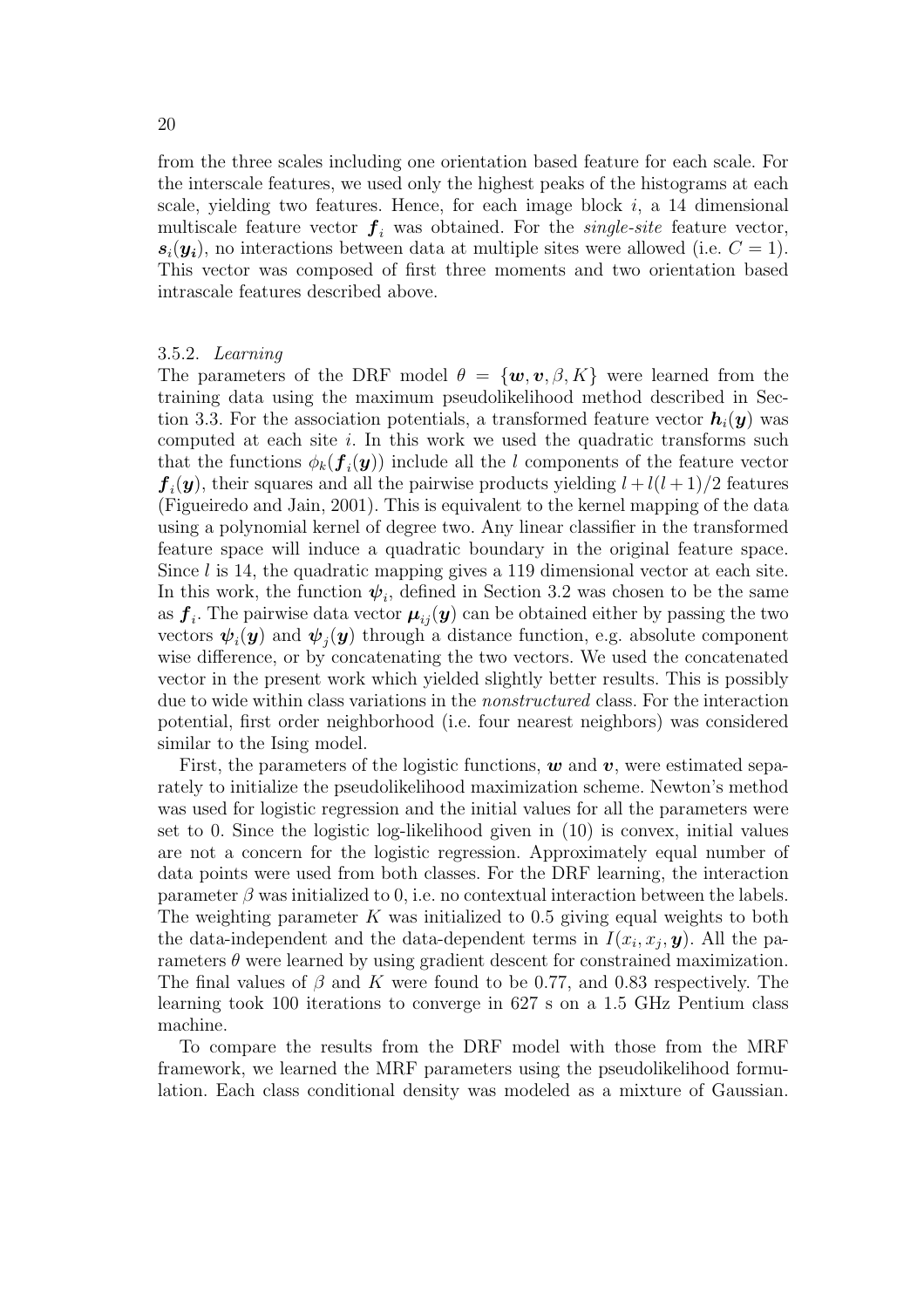from the three scales including one orientation based feature for each scale. For the interscale features, we used only the highest peaks of the histograms at each scale, yielding two features. Hence, for each image block $i$, a 14 dimensional multiscale feature vector $\boldsymbol{f}_i$ was obtained. For the *single-site* feature vector, $\boldsymbol{s}_i(\boldsymbol{y_i})$, no interactions between data at multiple sites were allowed (i.e. $C = 1$). This vector was composed of first three moments and two orientation based intrascale features described above.

#### 3.5.2. *Learning*

The parameters of the DRF model $\theta = \{\boldsymbol{w}, \boldsymbol{v}, \beta, K\}$ were learned from the training data using the maximum pseudolikelihood method described in Section 3.3. For the association potentials, a transformed feature vector $\boldsymbol{h}_i(\boldsymbol{y})$ was computed at each site $i$. In this work we used the quadratic transforms such that the functions $\phi_k(\boldsymbol{f}_i(\boldsymbol{y}))$ include all the $l$ components of the feature vector $\boldsymbol{f}_i(\boldsymbol{y})$, their squares and all the pairwise products yielding $l + l(l+1)/2$ features (Figueiredo and Jain, 2001). This is equivalent to the kernel mapping of the data using a polynomial kernel of degree two. Any linear classifier in the transformed feature space will induce a quadratic boundary in the original feature space. Since $l$ is 14, the quadratic mapping gives a 119 dimensional vector at each site. In this work, the function $\boldsymbol{\psi}_i$, defined in Section 3.2 was chosen to be the same as $\boldsymbol{f}_i$. The pairwise data vector $\boldsymbol{\mu}_{ij}(\boldsymbol{y})$ can be obtained either by passing the two vectors $\boldsymbol{\psi}_i(\boldsymbol{y})$ and $\boldsymbol{\psi}_j(\boldsymbol{y})$ through a distance function, e.g. absolute component wise difference, or by concatenating the two vectors. We used the concatenated vector in the present work which yielded slightly better results. This is possibly due to wide within class variations in the *nonstructured* class. For the interaction potential, first order neighborhood (i.e. four nearest neighbors) was considered similar to the Ising model.

First, the parameters of the logistic functions, $\boldsymbol{w}$ and $\boldsymbol{v}$, were estimated separately to initialize the pseudolikelihood maximization scheme. Newton's method was used for logistic regression and the initial values for all the parameters were set to 0. Since the logistic log-likelihood given in (10) is convex, initial values are not a concern for the logistic regression. Approximately equal number of data points were used from both classes. For the DRF learning, the interaction parameter $\beta$ was initialized to 0, i.e. no contextual interaction between the labels. The weighting parameter $K$ was initialized to 0.5 giving equal weights to both the data-independent and the data-dependent terms in $I(x_i, x_j, \boldsymbol{y})$. All the parameters $\theta$ were learned by using gradient descent for constrained maximization. The final values of $\beta$ and $K$ were found to be 0.77, and 0.83 respectively. The learning took 100 iterations to converge in 627 s on a 1.5 GHz Pentium class machine.

To compare the results from the DRF model with those from the MRF framework, we learned the MRF parameters using the pseudolikelihood formulation. Each class conditional density was modeled as a mixture of Gaussian.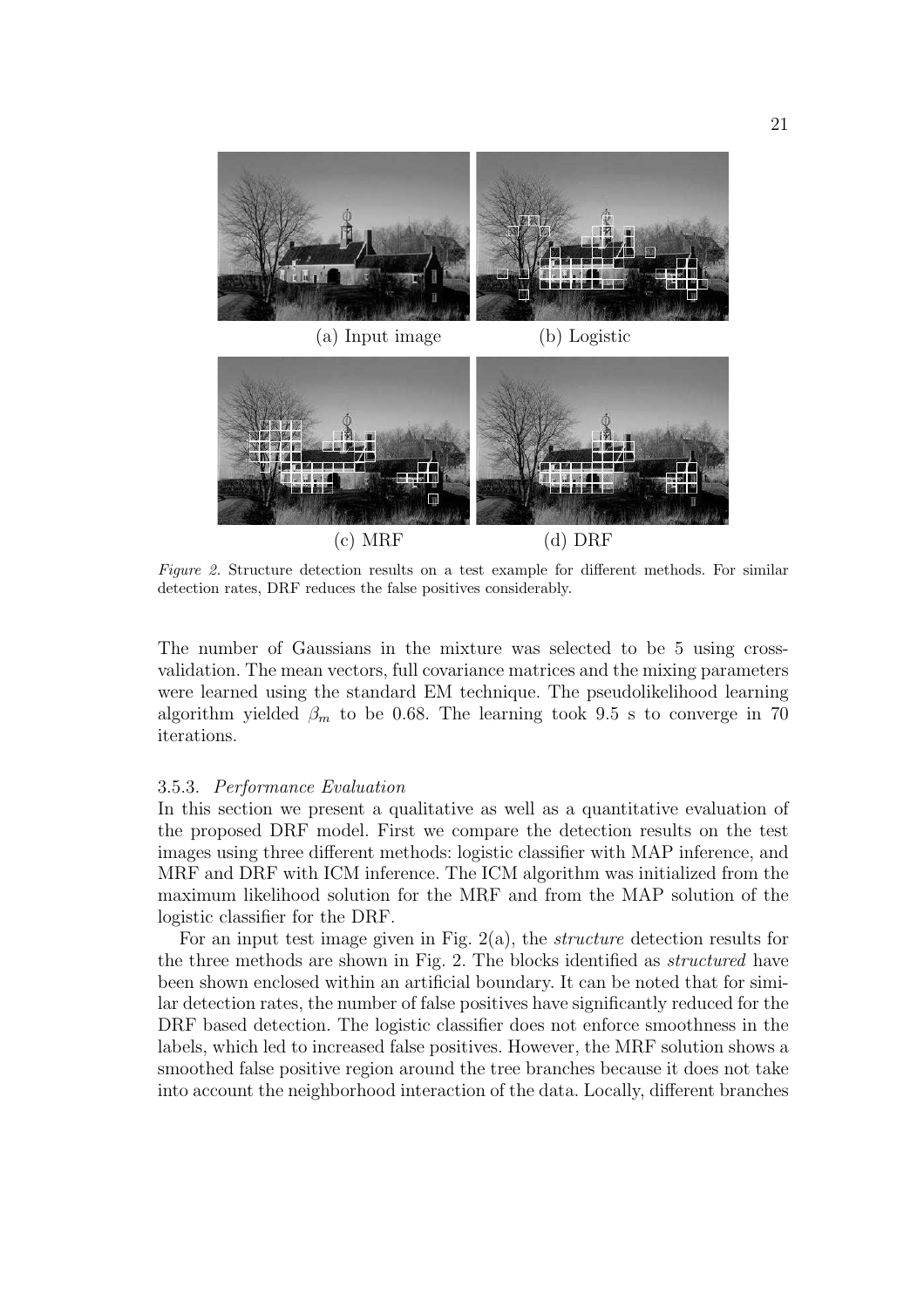(a) Input image (b) Logistic

(c) MRF (d) DRF

*Figure 2.* Structure detection results on a test example for different methods. For similar detection rates, DRF reduces the false positives considerably.

The number of Gaussians in the mixture was selected to be 5 using cross-validation. The mean vectors, full covariance matrices and the mixing parameters were learned using the standard EM technique. The pseudolikelihood learning algorithm yielded $\beta_m$ to be 0.68. The learning took 9.5 s to converge in 70 iterations.

### 3.5.3. *Performance Evaluation*

In this section we present a qualitative as well as a quantitative evaluation of the proposed DRF model. First we compare the detection results on the test images using three different methods: logistic classifier with MAP inference, and MRF and DRF with ICM inference. The ICM algorithm was initialized from the maximum likelihood solution for the MRF and from the MAP solution of the logistic classifier for the DRF.

For an input test image given in Fig. 2(a), the *structure* detection results for the three methods are shown in Fig. 2. The blocks identified as *structured* have been shown enclosed within an artificial boundary. It can be noted that for similar detection rates, the number of false positives have significantly reduced for the DRF based detection. The logistic classifier does not enforce smoothness in the labels, which led to increased false positives. However, the MRF solution shows a smoothed false positive region around the tree branches because it does not take into account the neighborhood interaction of the data. Locally, different branches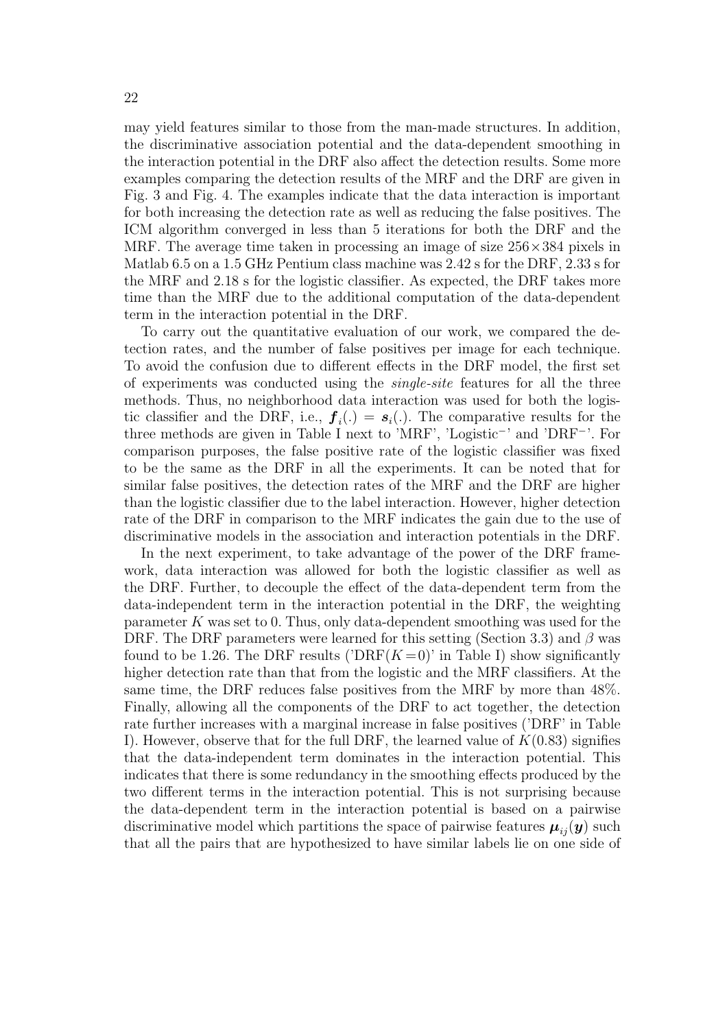may yield features similar to those from the man-made structures. In addition, the discriminative association potential and the data-dependent smoothing in the interaction potential in the DRF also affect the detection results. Some more examples comparing the detection results of the MRF and the DRF are given in Fig. 3 and Fig. 4. The examples indicate that the data interaction is important for both increasing the detection rate as well as reducing the false positives. The ICM algorithm converged in less than 5 iterations for both the DRF and the MRF. The average time taken in processing an image of size $256 \times 384$ pixels in Matlab 6.5 on a 1.5 GHz Pentium class machine was 2.42 s for the DRF, 2.33 s for the MRF and 2.18 s for the logistic classifier. As expected, the DRF takes more time than the MRF due to the additional computation of the data-dependent term in the interaction potential in the DRF.

To carry out the quantitative evaluation of our work, we compared the detection rates, and the number of false positives per image for each technique. To avoid the confusion due to different effects in the DRF model, the first set of experiments was conducted using the *single-site* features for all the three methods. Thus, no neighborhood data interaction was used for both the logistic classifier and the DRF, i.e., $\boldsymbol{f}_i(.) = \boldsymbol{s}_i(.)$. The comparative results for the three methods are given in Table I next to 'MRF', 'Logistic$^-$' and 'DRF$^-$'. For comparison purposes, the false positive rate of the logistic classifier was fixed to be the same as the DRF in all the experiments. It can be noted that for similar false positives, the detection rates of the MRF and the DRF are higher than the logistic classifier due to the label interaction. However, higher detection rate of the DRF in comparison to the MRF indicates the gain due to the use of discriminative models in the association and interaction potentials in the DRF.

In the next experiment, to take advantage of the power of the DRF framework, data interaction was allowed for both the logistic classifier as well as the DRF. Further, to decouple the effect of the data-dependent term from the data-independent term in the interaction potential in the DRF, the weighting parameter $K$ was set to 0. Thus, only data-dependent smoothing was used for the DRF. The DRF parameters were learned for this setting (Section 3.3) and $\beta$ was found to be 1.26. The DRF results ('DRF$(K=0)$' in Table I) show significantly higher detection rate than that from the logistic and the MRF classifiers. At the same time, the DRF reduces false positives from the MRF by more than 48%. Finally, allowing all the components of the DRF to act together, the detection rate further increases with a marginal increase in false positives ('DRF' in Table I). However, observe that for the full DRF, the learned value of $K(0.83)$ signifies that the data-independent term dominates in the interaction potential. This indicates that there is some redundancy in the smoothing effects produced by the two different terms in the interaction potential. This is not surprising because the data-dependent term in the interaction potential is based on a pairwise discriminative model which partitions the space of pairwise features $\boldsymbol{\mu}_{ij}(\boldsymbol{y})$ such that all the pairs that are hypothesized to have similar labels lie on one side of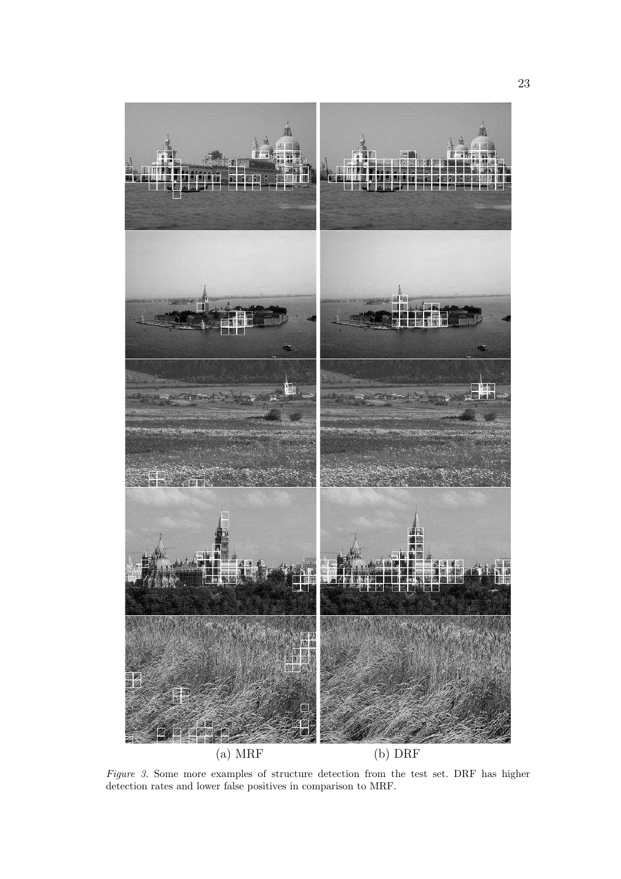(a) MRF (b) DRF

*Figure 3.* Some more examples of structure detection from the test set. DRF has higher detection rates and lower false positives in comparison to MRF.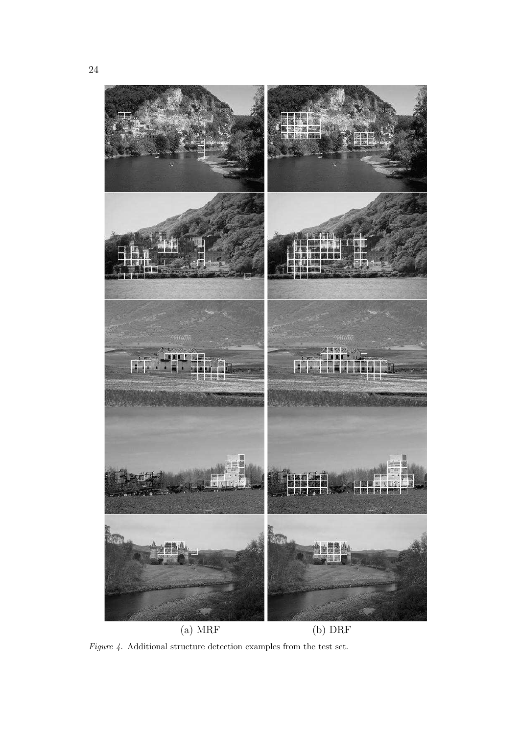(a) MRF (b) DRF

*Figure 4.* Additional structure detection examples from the test set.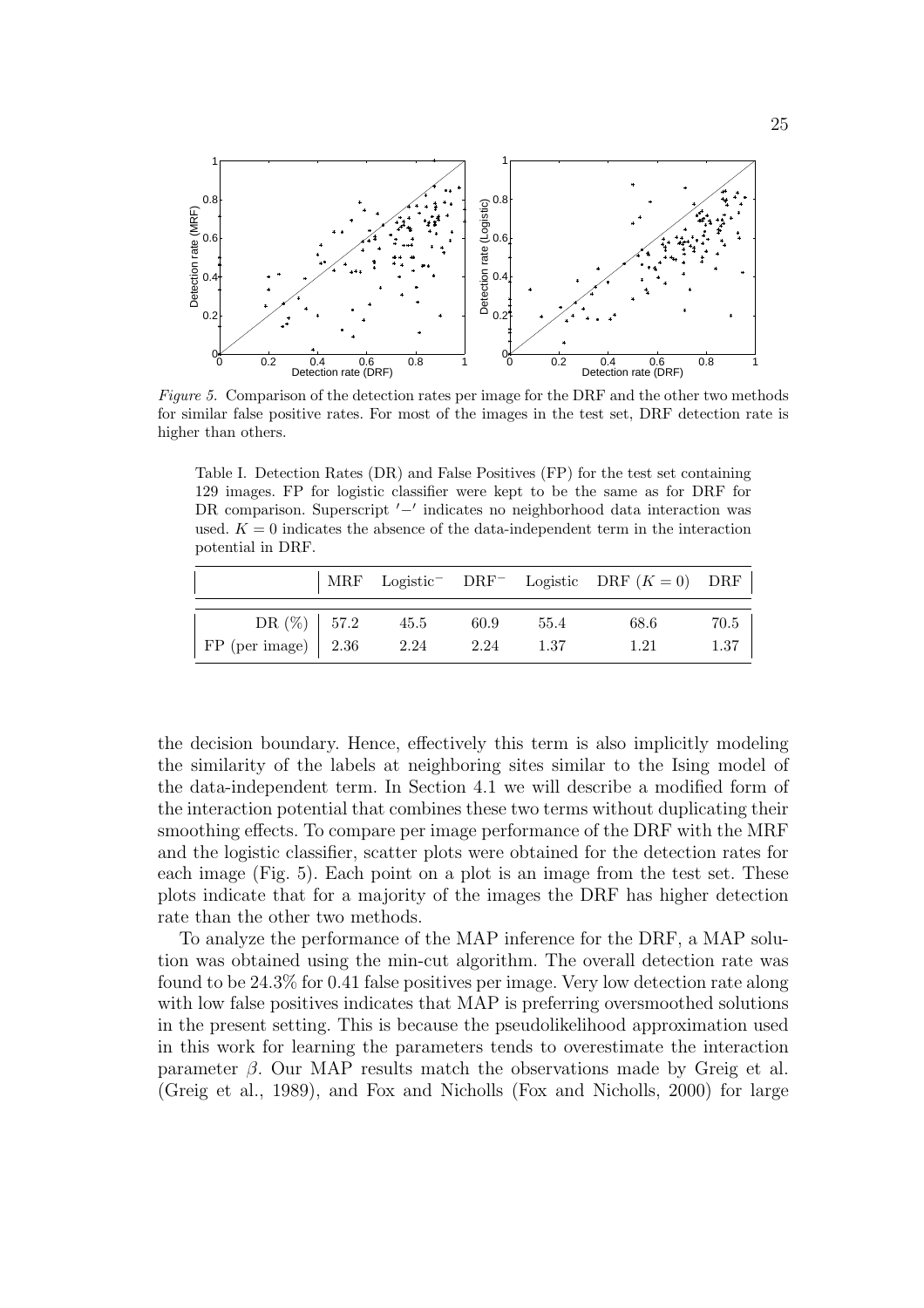*Figure 5.* Comparison of the detection rates per image for the DRF and the other two methods for similar false positive rates. For most of the images in the test set, DRF detection rate is higher than others.

Table I. Detection Rates (DR) and False Positives (FP) for the test set containing 129 images. FP for logistic classifier were kept to be the same as for DRF for DR comparison. Superscript $'-'$ indicates no neighborhood data interaction was used. $K = 0$ indicates the absence of the data-independent term in the interaction potential in DRF.

| | MRF | Logistic$^-$ | DRF$^-$ | Logistic | DRF ($K = 0$) | DRF |
|---|---|---|---|---|---|---|
| DR (%) | 57.2 | 45.5 | 60.9 | 55.4 | 68.6 | 70.5 |
| FP (per image) | 2.36 | 2.24 | 2.24 | 1.37 | 1.21 | 1.37 |

the decision boundary. Hence, effectively this term is also implicitly modeling the similarity of the labels at neighboring sites similar to the Ising model of the data-independent term. In Section 4.1 we will describe a modified form of the interaction potential that combines these two terms without duplicating their smoothing effects. To compare per image performance of the DRF with the MRF and the logistic classifier, scatter plots were obtained for the detection rates for each image (Fig. 5). Each point on a plot is an image from the test set. These plots indicate that for a majority of the images the DRF has higher detection rate than the other two methods.

To analyze the performance of the MAP inference for the DRF, a MAP solution was obtained using the min-cut algorithm. The overall detection rate was found to be 24.3% for 0.41 false positives per image. Very low detection rate along with low false positives indicates that MAP is preferring oversmoothed solutions in the present setting. This is because the pseudolikelihood approximation used in this work for learning the parameters tends to overestimate the interaction parameter $\beta$. Our MAP results match the observations made by Greig et al. (Greig et al., 1989), and Fox and Nicholls (Fox and Nicholls, 2000) for large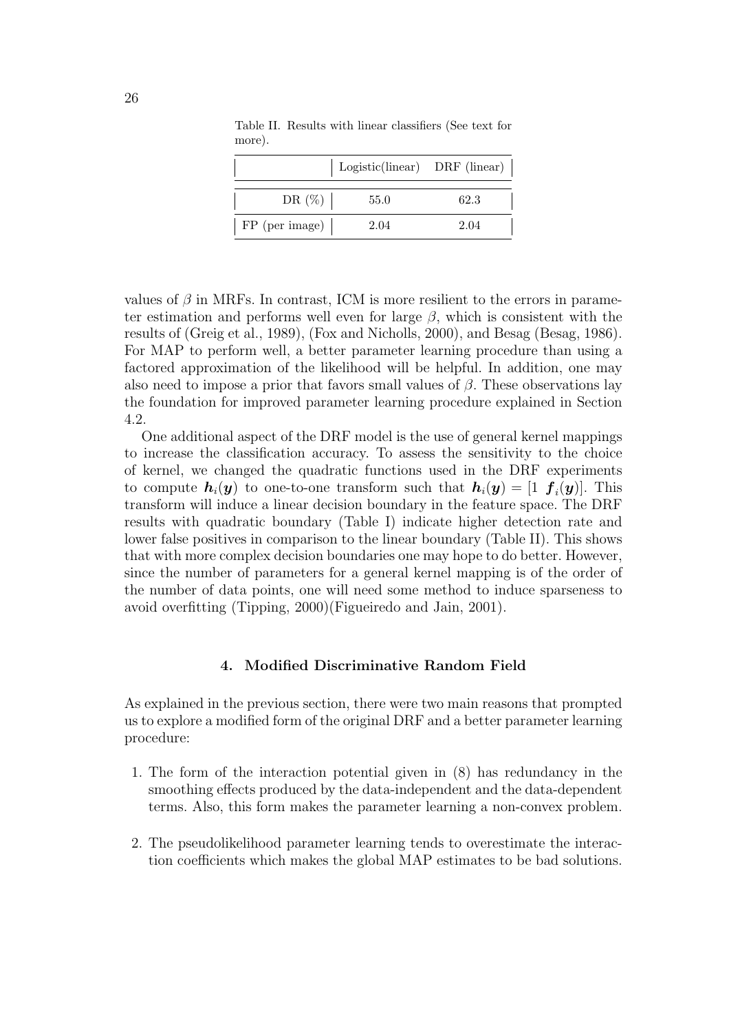Table II. Results with linear classifiers (See text for more).

| | Logistic(linear) | DRF (linear) |
|---|---|---|
| DR (%) | 55.0 | 62.3 |
| FP (per image) | 2.04 | 2.04 |

values of $\beta$ in MRFs. In contrast, ICM is more resilient to the errors in parameter estimation and performs well even for large $\beta$, which is consistent with the results of (Greig et al., 1989), (Fox and Nicholls, 2000), and Besag (Besag, 1986). For MAP to perform well, a better parameter learning procedure than using a factored approximation of the likelihood will be helpful. In addition, one may also need to impose a prior that favors small values of $\beta$. These observations lay the foundation for improved parameter learning procedure explained in Section 4.2.

One additional aspect of the DRF model is the use of general kernel mappings to increase the classification accuracy. To assess the sensitivity to the choice of kernel, we changed the quadratic functions used in the DRF experiments to compute $\boldsymbol{h}_i(\boldsymbol{y})$ to one-to-one transform such that $\boldsymbol{h}_i(\boldsymbol{y}) = [1 \;\; \boldsymbol{f}_i(\boldsymbol{y})]$. This transform will induce a linear decision boundary in the feature space. The DRF results with quadratic boundary (Table I) indicate higher detection rate and lower false positives in comparison to the linear boundary (Table II). This shows that with more complex decision boundaries one may hope to do better. However, since the number of parameters for a general kernel mapping is of the order of the number of data points, one will need some method to induce sparseness to avoid overfitting (Tipping, 2000)(Figueiredo and Jain, 2001).

## 4. Modified Discriminative Random Field

As explained in the previous section, there were two main reasons that prompted us to explore a modified form of the original DRF and a better parameter learning procedure:

1. The form of the interaction potential given in (8) has redundancy in the smoothing effects produced by the data-independent and the data-dependent terms. Also, this form makes the parameter learning a non-convex problem.

2. The pseudolikelihood parameter learning tends to overestimate the interaction coefficients which makes the global MAP estimates to be bad solutions.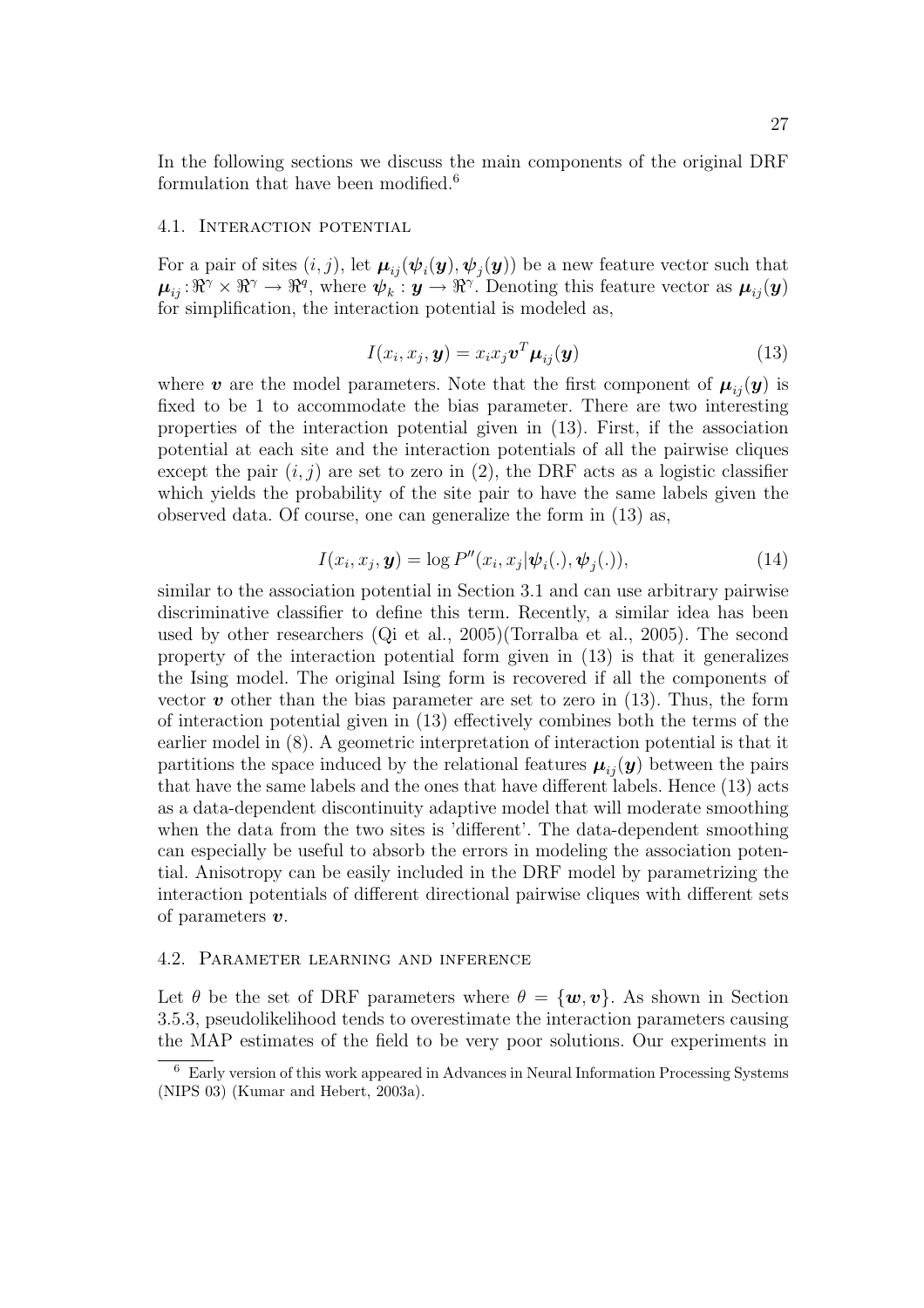In the following sections we discuss the main components of the original DRF formulation that have been modified.[6]

### 4.1. Interaction potential

For a pair of sites $(i, j)$, let $\boldsymbol{\mu}_{ij}(\boldsymbol{\psi}_i(\boldsymbol{y}), \boldsymbol{\psi}_j(\boldsymbol{y}))$ be a new feature vector such that $\boldsymbol{\mu}_{ij} : \Re^{\gamma} \times \Re^{\gamma} \rightarrow \Re^{q}$, where $\boldsymbol{\psi}_k : \boldsymbol{y} \rightarrow \Re^{\gamma}$. Denoting this feature vector as $\boldsymbol{\mu}_{ij}(\boldsymbol{y})$ for simplification, the interaction potential is modeled as,

$$I(x_i, x_j, \boldsymbol{y}) = x_i x_j \boldsymbol{v}^T \boldsymbol{\mu}_{ij}(\boldsymbol{y}) \tag{13}$$

where $\boldsymbol{v}$ are the model parameters. Note that the first component of $\boldsymbol{\mu}_{ij}(\boldsymbol{y})$ is fixed to be 1 to accommodate the bias parameter. There are two interesting properties of the interaction potential given in (13). First, if the association potential at each site and the interaction potentials of all the pairwise cliques except the pair $(i, j)$ are set to zero in (2), the DRF acts as a logistic classifier which yields the probability of the site pair to have the same labels given the observed data. Of course, one can generalize the form in (13) as,

$$I(x_i, x_j, \boldsymbol{y}) = \log P''(x_i, x_j | \boldsymbol{\psi}_i(.), \boldsymbol{\psi}_j(.)), \tag{14}$$

similar to the association potential in Section 3.1 and can use arbitrary pairwise discriminative classifier to define this term. Recently, a similar idea has been used by other researchers (Qi et al., 2005)(Torralba et al., 2005). The second property of the interaction potential form given in (13) is that it generalizes the Ising model. The original Ising form is recovered if all the components of vector $\boldsymbol{v}$ other than the bias parameter are set to zero in (13). Thus, the form of interaction potential given in (13) effectively combines both the terms of the earlier model in (8). A geometric interpretation of interaction potential is that it partitions the space induced by the relational features $\boldsymbol{\mu}_{ij}(\boldsymbol{y})$ between the pairs that have the same labels and the ones that have different labels. Hence (13) acts as a data-dependent discontinuity adaptive model that will moderate smoothing when the data from the two sites is 'different'. The data-dependent smoothing can especially be useful to absorb the errors in modeling the association potential. Anisotropy can be easily included in the DRF model by parametrizing the interaction potentials of different directional pairwise cliques with different sets of parameters $\boldsymbol{v}$.

### 4.2. Parameter learning and inference

Let $\theta$ be the set of DRF parameters where $\theta = \{\boldsymbol{w}, \boldsymbol{v}\}$. As shown in Section 3.5.3, pseudolikelihood tends to overestimate the interaction parameters causing the MAP estimates of the field to be very poor solutions. Our experiments in

[6] Early version of this work appeared in Advances in Neural Information Processing Systems (NIPS 03) (Kumar and Hebert, 2003a).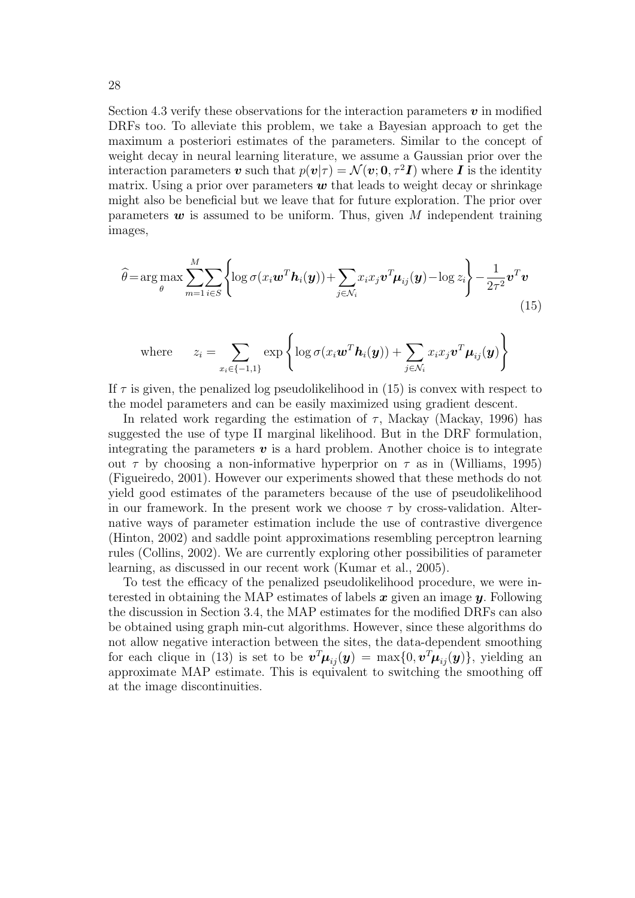Section 4.3 verify these observations for the interaction parameters $\boldsymbol{v}$ in modified DRFs too. To alleviate this problem, we take a Bayesian approach to get the maximum a posteriori estimates of the parameters. Similar to the concept of weight decay in neural learning literature, we assume a Gaussian prior over the interaction parameters $\boldsymbol{v}$ such that $p(\boldsymbol{v}|\tau) = \mathcal{N}(\boldsymbol{v}; \mathbf{0}, \tau^2 \boldsymbol{I})$ where $\boldsymbol{I}$ is the identity matrix. Using a prior over parameters $\boldsymbol{w}$ that leads to weight decay or shrinkage might also be beneficial but we leave that for future exploration. The prior over parameters $\boldsymbol{w}$ is assumed to be uniform. Thus, given $M$ independent training images,

$$\widehat{\theta} = \arg\max_{\theta} \sum_{m=1}^{M} \sum_{i \in S} \left\{ \log \sigma(x_i \boldsymbol{w}^T \boldsymbol{h}_i(\boldsymbol{y})) + \sum_{j \in \mathcal{N}_i} x_i x_j \boldsymbol{v}^T \boldsymbol{\mu}_{ij}(\boldsymbol{y}) - \log z_i \right\} - \frac{1}{2\tau^2} \boldsymbol{v}^T \boldsymbol{v} \tag{15}$$

$$\text{where} \qquad z_i = \sum_{x_i \in \{-1,1\}} \exp\left\{ \log \sigma(x_i \boldsymbol{w}^T \boldsymbol{h}_i(\boldsymbol{y})) + \sum_{j \in \mathcal{N}_i} x_i x_j \boldsymbol{v}^T \boldsymbol{\mu}_{ij}(\boldsymbol{y}) \right\}$$

If $\tau$ is given, the penalized log pseudolikelihood in (15) is convex with respect to the model parameters and can be easily maximized using gradient descent.

In related work regarding the estimation of $\tau$, Mackay (Mackay, 1996) has suggested the use of type II marginal likelihood. But in the DRF formulation, integrating the parameters $\boldsymbol{v}$ is a hard problem. Another choice is to integrate out $\tau$ by choosing a non-informative hyperprior on $\tau$ as in (Williams, 1995) (Figueiredo, 2001). However our experiments showed that these methods do not yield good estimates of the parameters because of the use of pseudolikelihood in our framework. In the present work we choose $\tau$ by cross-validation. Alternative ways of parameter estimation include the use of contrastive divergence (Hinton, 2002) and saddle point approximations resembling perceptron learning rules (Collins, 2002). We are currently exploring other possibilities of parameter learning, as discussed in our recent work (Kumar et al., 2005).

To test the efficacy of the penalized pseudolikelihood procedure, we were interested in obtaining the MAP estimates of labels $\boldsymbol{x}$ given an image $\boldsymbol{y}$. Following the discussion in Section 3.4, the MAP estimates for the modified DRFs can also be obtained using graph min-cut algorithms. However, since these algorithms do not allow negative interaction between the sites, the data-dependent smoothing for each clique in (13) is set to be $\boldsymbol{v}^T \boldsymbol{\mu}_{ij}(\boldsymbol{y}) = \max\{0, \boldsymbol{v}^T \boldsymbol{\mu}_{ij}(\boldsymbol{y})\}$, yielding an approximate MAP estimate. This is equivalent to switching the smoothing off at the image discontinuities.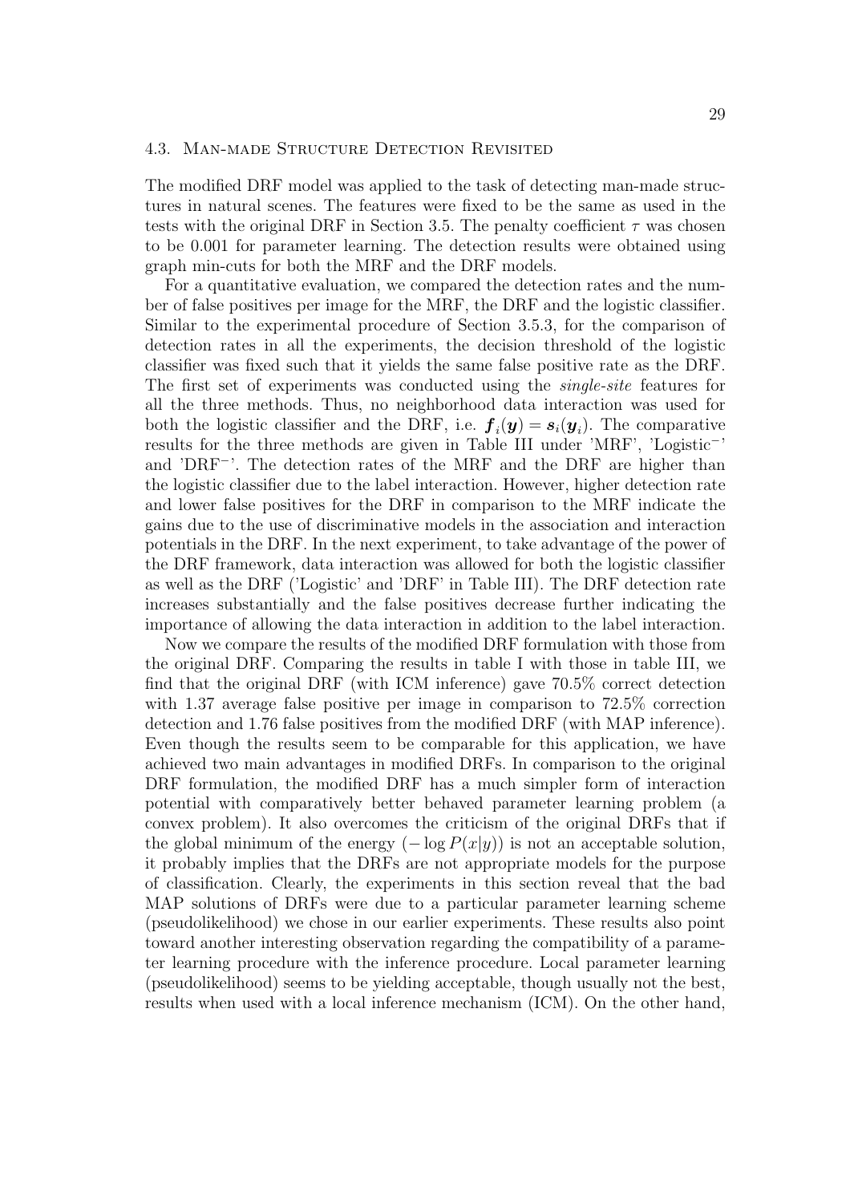### 4.3. Man-made Structure Detection Revisited

The modified DRF model was applied to the task of detecting man-made structures in natural scenes. The features were fixed to be the same as used in the tests with the original DRF in Section 3.5. The penalty coefficient $\tau$ was chosen to be 0.001 for parameter learning. The detection results were obtained using graph min-cuts for both the MRF and the DRF models.

For a quantitative evaluation, we compared the detection rates and the number of false positives per image for the MRF, the DRF and the logistic classifier. Similar to the experimental procedure of Section 3.5.3, for the comparison of detection rates in all the experiments, the decision threshold of the logistic classifier was fixed such that it yields the same false positive rate as the DRF. The first set of experiments was conducted using the *single-site* features for all the three methods. Thus, no neighborhood data interaction was used for both the logistic classifier and the DRF, i.e. $\boldsymbol{f}_i(\boldsymbol{y}) = \boldsymbol{s}_i(\boldsymbol{y}_i)$. The comparative results for the three methods are given in Table III under 'MRF', 'Logistic$^-$' and 'DRF$^-$'. The detection rates of the MRF and the DRF are higher than the logistic classifier due to the label interaction. However, higher detection rate and lower false positives for the DRF in comparison to the MRF indicate the gains due to the use of discriminative models in the association and interaction potentials in the DRF. In the next experiment, to take advantage of the power of the DRF framework, data interaction was allowed for both the logistic classifier as well as the DRF ('Logistic' and 'DRF' in Table III). The DRF detection rate increases substantially and the false positives decrease further indicating the importance of allowing the data interaction in addition to the label interaction.

Now we compare the results of the modified DRF formulation with those from the original DRF. Comparing the results in table I with those in table III, we find that the original DRF (with ICM inference) gave 70.5% correct detection with 1.37 average false positive per image in comparison to 72.5% correction detection and 1.76 false positives from the modified DRF (with MAP inference). Even though the results seem to be comparable for this application, we have achieved two main advantages in modified DRFs. In comparison to the original DRF formulation, the modified DRF has a much simpler form of interaction potential with comparatively better behaved parameter learning problem (a convex problem). It also overcomes the criticism of the original DRFs that if the global minimum of the energy $(-\log P(x|y))$ is not an acceptable solution, it probably implies that the DRFs are not appropriate models for the purpose of classification. Clearly, the experiments in this section reveal that the bad MAP solutions of DRFs were due to a particular parameter learning scheme (pseudolikelihood) we chose in our earlier experiments. These results also point toward another interesting observation regarding the compatibility of a parameter learning procedure with the inference procedure. Local parameter learning (pseudolikelihood) seems to be yielding acceptable, though usually not the best, results when used with a local inference mechanism (ICM). On the other hand,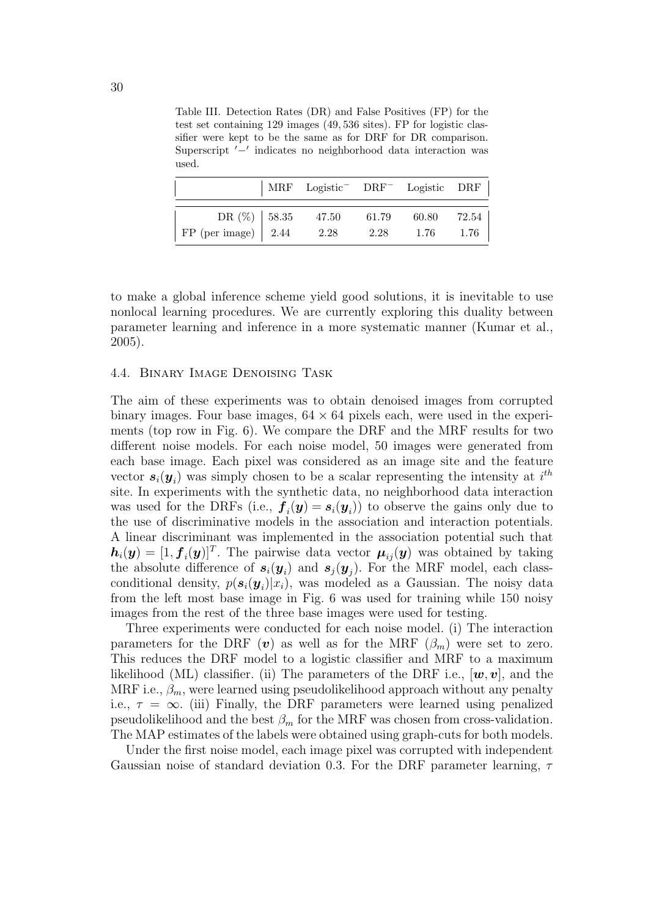Table III. Detection Rates (DR) and False Positives (FP) for the test set containing 129 images (49,536 sites). FP for logistic classifier were kept to be the same as for DRF for DR comparison. Superscript $'-'$ indicates no neighborhood data interaction was used.

| | MRF | Logistic$^-$ | DRF$^-$ | Logistic | DRF |
|---|---|---|---|---|---|
| DR (%) | 58.35 | 47.50 | 61.79 | 60.80 | 72.54 |
| FP (per image) | 2.44 | 2.28 | 2.28 | 1.76 | 1.76 |

to make a global inference scheme yield good solutions, it is inevitable to use nonlocal learning procedures. We are currently exploring this duality between parameter learning and inference in a more systematic manner (Kumar et al., 2005).

### 4.4. Binary Image Denoising Task

The aim of these experiments was to obtain denoised images from corrupted binary images. Four base images, $64 \times 64$ pixels each, were used in the experiments (top row in Fig. 6). We compare the DRF and the MRF results for two different noise models. For each noise model, 50 images were generated from each base image. Each pixel was considered as an image site and the feature vector $\boldsymbol{s}_i(\boldsymbol{y}_i)$ was simply chosen to be a scalar representing the intensity at $i^{th}$ site. In experiments with the synthetic data, no neighborhood data interaction was used for the DRFs (i.e., $\boldsymbol{f}_i(\boldsymbol{y}) = \boldsymbol{s}_i(\boldsymbol{y}_i)$) to observe the gains only due to the use of discriminative models in the association and interaction potentials. A linear discriminant was implemented in the association potential such that $\boldsymbol{h}_i(\boldsymbol{y}) = [1, \boldsymbol{f}_i(\boldsymbol{y})]^T$. The pairwise data vector $\boldsymbol{\mu}_{ij}(\boldsymbol{y})$ was obtained by taking the absolute difference of $\boldsymbol{s}_i(\boldsymbol{y}_i)$ and $\boldsymbol{s}_j(\boldsymbol{y}_j)$. For the MRF model, each class-conditional density, $p(\boldsymbol{s}_i(\boldsymbol{y}_i)|x_i)$, was modeled as a Gaussian. The noisy data from the left most base image in Fig. 6 was used for training while 150 noisy images from the rest of the three base images were used for testing.

Three experiments were conducted for each noise model. (i) The interaction parameters for the DRF ($\boldsymbol{v}$) as well as for the MRF ($\beta_m$) were set to zero. This reduces the DRF model to a logistic classifier and MRF to a maximum likelihood (ML) classifier. (ii) The parameters of the DRF i.e., $[\boldsymbol{w}, \boldsymbol{v}]$, and the MRF i.e., $\beta_m$, were learned using pseudolikelihood approach without any penalty i.e., $\tau = \infty$. (iii) Finally, the DRF parameters were learned using penalized pseudolikelihood and the best $\beta_m$ for the MRF was chosen from cross-validation. The MAP estimates of the labels were obtained using graph-cuts for both models.

Under the first noise model, each image pixel was corrupted with independent Gaussian noise of standard deviation 0.3. For the DRF parameter learning, $\tau$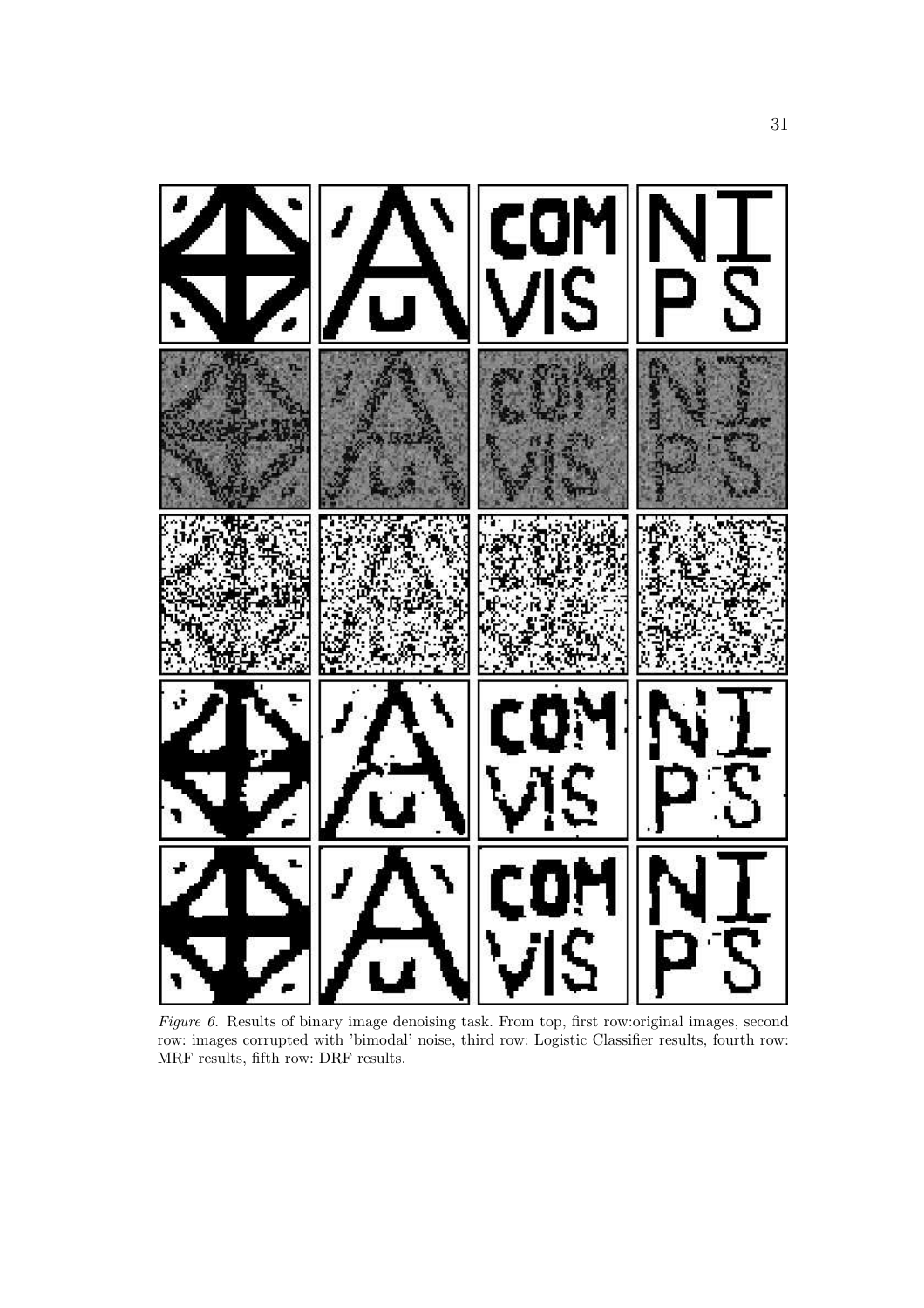*Figure 6.* Results of binary image denoising task. From top, first row:original images, second row: images corrupted with 'bimodal' noise, third row: Logistic Classifier results, fourth row: MRF results, fifth row: DRF results.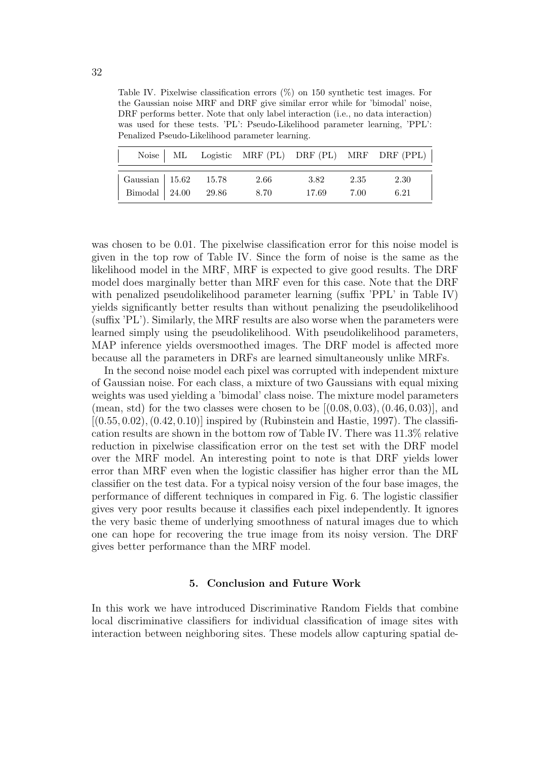Table IV. Pixelwise classification errors (%) on 150 synthetic test images. For the Gaussian noise MRF and DRF give similar error while for 'bimodal' noise, DRF performs better. Note that only label interaction (i.e., no data interaction) was used for these tests. 'PL': Pseudo-Likelihood parameter learning, 'PPL': Penalized Pseudo-Likelihood parameter learning.

| Noise | ML | Logistic | MRF (PL) | DRF (PL) | MRF | DRF (PPL) |
|---|---|---|---|---|---|---|
| Gaussian | 15.62 | 15.78 | 2.66 | 3.82 | 2.35 | 2.30 |
| Bimodal | 24.00 | 29.86 | 8.70 | 17.69 | 7.00 | 6.21 |

was chosen to be 0.01. The pixelwise classification error for this noise model is given in the top row of Table IV. Since the form of noise is the same as the likelihood model in the MRF, MRF is expected to give good results. The DRF model does marginally better than MRF even for this case. Note that the DRF with penalized pseudolikelihood parameter learning (suffix 'PPL' in Table IV) yields significantly better results than without penalizing the pseudolikelihood (suffix 'PL'). Similarly, the MRF results are also worse when the parameters were learned simply using the pseudolikelihood. With pseudolikelihood parameters, MAP inference yields oversmoothed images. The DRF model is affected more because all the parameters in DRFs are learned simultaneously unlike MRFs.

In the second noise model each pixel was corrupted with independent mixture of Gaussian noise. For each class, a mixture of two Gaussians with equal mixing weights was used yielding a 'bimodal' class noise. The mixture model parameters (mean, std) for the two classes were chosen to be $[(0.08, 0.03), (0.46, 0.03)]$, and $[(0.55, 0.02), (0.42, 0.10)]$ inspired by (Rubinstein and Hastie, 1997). The classification results are shown in the bottom row of Table IV. There was 11.3% relative reduction in pixelwise classification error on the test set with the DRF model over the MRF model. An interesting point to note is that DRF yields lower error than MRF even when the logistic classifier has higher error than the ML classifier on the test data. For a typical noisy version of the four base images, the performance of different techniques in compared in Fig. 6. The logistic classifier gives very poor results because it classifies each pixel independently. It ignores the very basic theme of underlying smoothness of natural images due to which one can hope for recovering the true image from its noisy version. The DRF gives better performance than the MRF model.

### 5. Conclusion and Future Work

In this work we have introduced Discriminative Random Fields that combine local discriminative classifiers for individual classification of image sites with interaction between neighboring sites. These models allow capturing spatial de-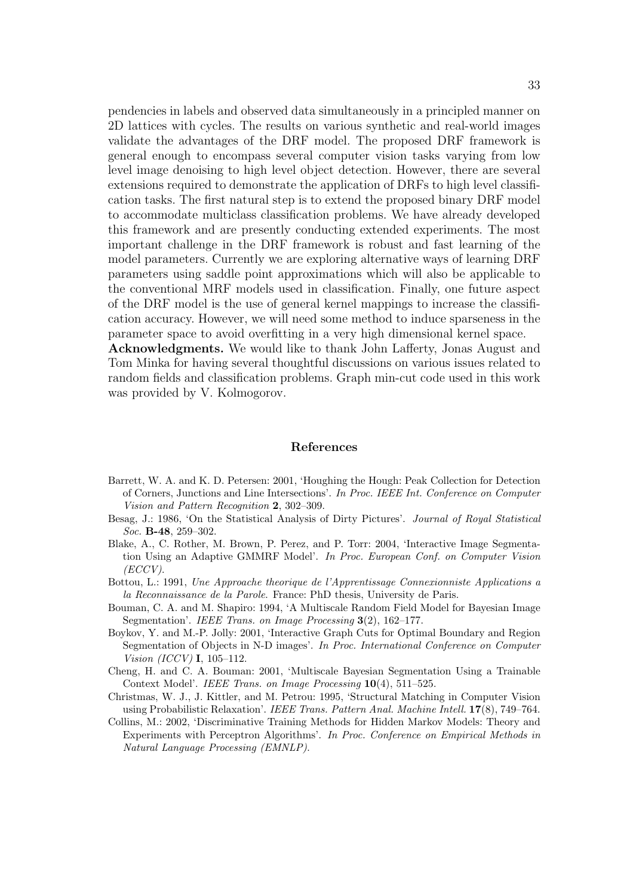pendencies in labels and observed data simultaneously in a principled manner on 2D lattices with cycles. The results on various synthetic and real-world images validate the advantages of the DRF model. The proposed DRF framework is general enough to encompass several computer vision tasks varying from low level image denoising to high level object detection. However, there are several extensions required to demonstrate the application of DRFs to high level classification tasks. The first natural step is to extend the proposed binary DRF model to accommodate multiclass classification problems. We have already developed this framework and are presently conducting extended experiments. The most important challenge in the DRF framework is robust and fast learning of the model parameters. Currently we are exploring alternative ways of learning DRF parameters using saddle point approximations which will also be applicable to the conventional MRF models used in classification. Finally, one future aspect of the DRF model is the use of general kernel mappings to increase the classification accuracy. However, we will need some method to induce sparseness in the parameter space to avoid overfitting in a very high dimensional kernel space.

**Acknowledgments.** We would like to thank John Lafferty, Jonas August and Tom Minka for having several thoughtful discussions on various issues related to random fields and classification problems. Graph min-cut code used in this work was provided by V. Kolmogorov.

## References

Barrett, W. A. and K. D. Petersen: 2001, 'Houghing the Hough: Peak Collection for Detection of Corners, Junctions and Line Intersections'. *In Proc. IEEE Int. Conference on Computer Vision and Pattern Recognition* **2**, 302–309.

Besag, J.: 1986, 'On the Statistical Analysis of Dirty Pictures'. *Journal of Royal Statistical Soc.* **B-48**, 259–302.

Blake, A., C. Rother, M. Brown, P. Perez, and P. Torr: 2004, 'Interactive Image Segmentation Using an Adaptive GMMRF Model'. *In Proc. European Conf. on Computer Vision (ECCV)*.

Bottou, L.: 1991, *Une Approache theorique de l'Apprentissage Connexionniste Applications a la Reconnaissance de la Parole*. France: PhD thesis, University de Paris.

Bouman, C. A. and M. Shapiro: 1994, 'A Multiscale Random Field Model for Bayesian Image Segmentation'. *IEEE Trans. on Image Processing* **3**(2), 162–177.

Boykov, Y. and M.-P. Jolly: 2001, 'Interactive Graph Cuts for Optimal Boundary and Region Segmentation of Objects in N-D images'. *In Proc. International Conference on Computer Vision (ICCV)* **I**, 105–112.

Cheng, H. and C. A. Bouman: 2001, 'Multiscale Bayesian Segmentation Using a Trainable Context Model'. *IEEE Trans. on Image Processing* **10**(4), 511–525.

Christmas, W. J., J. Kittler, and M. Petrou: 1995, 'Structural Matching in Computer Vision using Probabilistic Relaxation'. *IEEE Trans. Pattern Anal. Machine Intell.* **17**(8), 749–764.

Collins, M.: 2002, 'Discriminative Training Methods for Hidden Markov Models: Theory and Experiments with Perceptron Algorithms'. *In Proc. Conference on Empirical Methods in Natural Language Processing (EMNLP)*.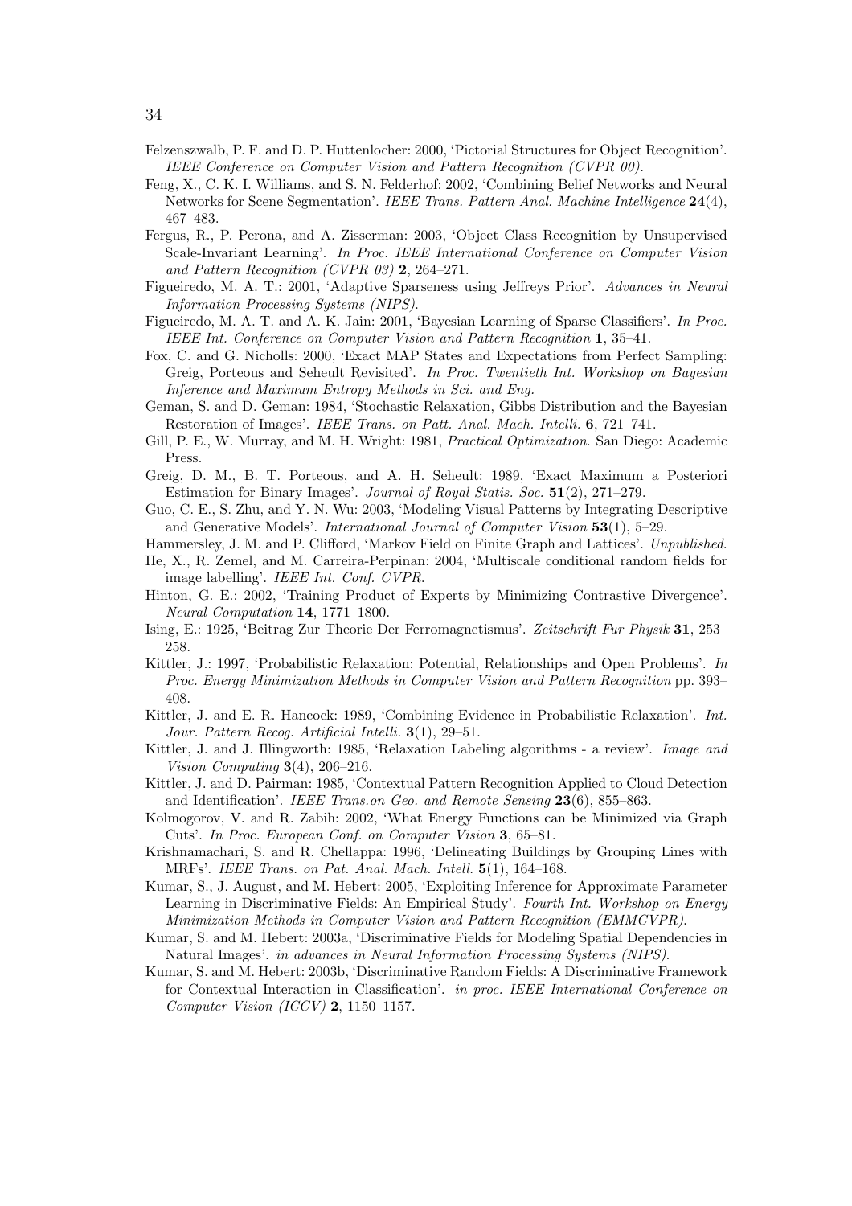Felzenszwalb, P. F. and D. P. Huttenlocher: 2000, 'Pictorial Structures for Object Recognition'. *IEEE Conference on Computer Vision and Pattern Recognition (CVPR 00)*.

Feng, X., C. K. I. Williams, and S. N. Felderhof: 2002, 'Combining Belief Networks and Neural Networks for Scene Segmentation'. *IEEE Trans. Pattern Anal. Machine Intelligence* **24**(4), 467–483.

Fergus, R., P. Perona, and A. Zisserman: 2003, 'Object Class Recognition by Unsupervised Scale-Invariant Learning'. *In Proc. IEEE International Conference on Computer Vision and Pattern Recognition (CVPR 03)* **2**, 264–271.

Figueiredo, M. A. T.: 2001, 'Adaptive Sparseness using Jeffreys Prior'. *Advances in Neural Information Processing Systems (NIPS)*.

Figueiredo, M. A. T. and A. K. Jain: 2001, 'Bayesian Learning of Sparse Classifiers'. *In Proc. IEEE Int. Conference on Computer Vision and Pattern Recognition* **1**, 35–41.

Fox, C. and G. Nicholls: 2000, 'Exact MAP States and Expectations from Perfect Sampling: Greig, Porteous and Seheult Revisited'. *In Proc. Twentieth Int. Workshop on Bayesian Inference and Maximum Entropy Methods in Sci. and Eng.*

Geman, S. and D. Geman: 1984, 'Stochastic Relaxation, Gibbs Distribution and the Bayesian Restoration of Images'. *IEEE Trans. on Patt. Anal. Mach. Intelli.* **6**, 721–741.

Gill, P. E., W. Murray, and M. H. Wright: 1981, *Practical Optimization*. San Diego: Academic Press.

Greig, D. M., B. T. Porteous, and A. H. Seheult: 1989, 'Exact Maximum a Posteriori Estimation for Binary Images'. *Journal of Royal Statis. Soc.* **51**(2), 271–279.

Guo, C. E., S. Zhu, and Y. N. Wu: 2003, 'Modeling Visual Patterns by Integrating Descriptive and Generative Models'. *International Journal of Computer Vision* **53**(1), 5–29.

Hammersley, J. M. and P. Clifford, 'Markov Field on Finite Graph and Lattices'. *Unpublished*.

He, X., R. Zemel, and M. Carreira-Perpinan: 2004, 'Multiscale conditional random fields for image labelling'. *IEEE Int. Conf. CVPR*.

Hinton, G. E.: 2002, 'Training Product of Experts by Minimizing Contrastive Divergence'. *Neural Computation* **14**, 1771–1800.

Ising, E.: 1925, 'Beitrag Zur Theorie Der Ferromagnetismus'. *Zeitschrift Fur Physik* **31**, 253–258.

Kittler, J.: 1997, 'Probabilistic Relaxation: Potential, Relationships and Open Problems'. *In Proc. Energy Minimization Methods in Computer Vision and Pattern Recognition* pp. 393–408.

Kittler, J. and E. R. Hancock: 1989, 'Combining Evidence in Probabilistic Relaxation'. *Int. Jour. Pattern Recog. Artificial Intelli.* **3**(1), 29–51.

Kittler, J. and J. Illingworth: 1985, 'Relaxation Labeling algorithms - a review'. *Image and Vision Computing* **3**(4), 206–216.

Kittler, J. and D. Pairman: 1985, 'Contextual Pattern Recognition Applied to Cloud Detection and Identification'. *IEEE Trans.on Geo. and Remote Sensing* **23**(6), 855–863.

Kolmogorov, V. and R. Zabih: 2002, 'What Energy Functions can be Minimized via Graph Cuts'. *In Proc. European Conf. on Computer Vision* **3**, 65–81.

Krishnamachari, S. and R. Chellappa: 1996, 'Delineating Buildings by Grouping Lines with MRFs'. *IEEE Trans. on Pat. Anal. Mach. Intell.* **5**(1), 164–168.

Kumar, S., J. August, and M. Hebert: 2005, 'Exploiting Inference for Approximate Parameter Learning in Discriminative Fields: An Empirical Study'. *Fourth Int. Workshop on Energy Minimization Methods in Computer Vision and Pattern Recognition (EMMCVPR)*.

Kumar, S. and M. Hebert: 2003a, 'Discriminative Fields for Modeling Spatial Dependencies in Natural Images'. *in advances in Neural Information Processing Systems (NIPS)*.

Kumar, S. and M. Hebert: 2003b, 'Discriminative Random Fields: A Discriminative Framework for Contextual Interaction in Classification'. *in proc. IEEE International Conference on Computer Vision (ICCV)* **2**, 1150–1157.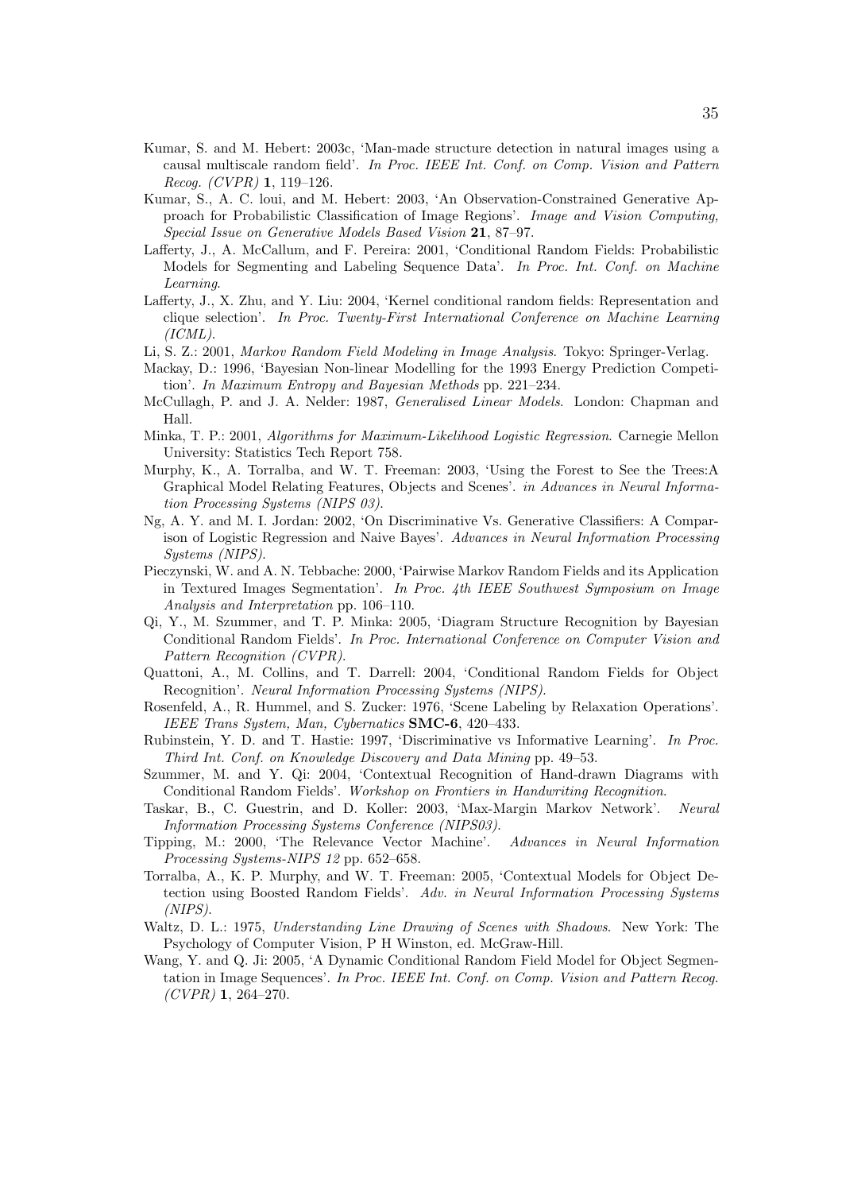Kumar, S. and M. Hebert: 2003c, 'Man-made structure detection in natural images using a causal multiscale random field'. *In Proc. IEEE Int. Conf. on Comp. Vision and Pattern Recog. (CVPR)* **1**, 119–126.

Kumar, S., A. C. loui, and M. Hebert: 2003, 'An Observation-Constrained Generative Approach for Probabilistic Classification of Image Regions'. *Image and Vision Computing, Special Issue on Generative Models Based Vision* **21**, 87–97.

Lafferty, J., A. McCallum, and F. Pereira: 2001, 'Conditional Random Fields: Probabilistic Models for Segmenting and Labeling Sequence Data'. *In Proc. Int. Conf. on Machine Learning*.

Lafferty, J., X. Zhu, and Y. Liu: 2004, 'Kernel conditional random fields: Representation and clique selection'. *In Proc. Twenty-First International Conference on Machine Learning (ICML)*.

Li, S. Z.: 2001, *Markov Random Field Modeling in Image Analysis*. Tokyo: Springer-Verlag.

Mackay, D.: 1996, 'Bayesian Non-linear Modelling for the 1993 Energy Prediction Competition'. *In Maximum Entropy and Bayesian Methods* pp. 221–234.

McCullagh, P. and J. A. Nelder: 1987, *Generalised Linear Models*. London: Chapman and Hall.

Minka, T. P.: 2001, *Algorithms for Maximum-Likelihood Logistic Regression*. Carnegie Mellon University: Statistics Tech Report 758.

Murphy, K., A. Torralba, and W. T. Freeman: 2003, 'Using the Forest to See the Trees:A Graphical Model Relating Features, Objects and Scenes'. *in Advances in Neural Information Processing Systems (NIPS 03)*.

Ng, A. Y. and M. I. Jordan: 2002, 'On Discriminative Vs. Generative Classifiers: A Comparison of Logistic Regression and Naive Bayes'. *Advances in Neural Information Processing Systems (NIPS)*.

Pieczynski, W. and A. N. Tebbache: 2000, 'Pairwise Markov Random Fields and its Application in Textured Images Segmentation'. *In Proc. 4th IEEE Southwest Symposium on Image Analysis and Interpretation* pp. 106–110.

Qi, Y., M. Szummer, and T. P. Minka: 2005, 'Diagram Structure Recognition by Bayesian Conditional Random Fields'. *In Proc. International Conference on Computer Vision and Pattern Recognition (CVPR)*.

Quattoni, A., M. Collins, and T. Darrell: 2004, 'Conditional Random Fields for Object Recognition'. *Neural Information Processing Systems (NIPS)*.

Rosenfeld, A., R. Hummel, and S. Zucker: 1976, 'Scene Labeling by Relaxation Operations'. *IEEE Trans System, Man, Cybernatics* **SMC-6**, 420–433.

Rubinstein, Y. D. and T. Hastie: 1997, 'Discriminative vs Informative Learning'. *In Proc. Third Int. Conf. on Knowledge Discovery and Data Mining* pp. 49–53.

Szummer, M. and Y. Qi: 2004, 'Contextual Recognition of Hand-drawn Diagrams with Conditional Random Fields'. *Workshop on Frontiers in Handwriting Recognition*.

Taskar, B., C. Guestrin, and D. Koller: 2003, 'Max-Margin Markov Network'. *Neural Information Processing Systems Conference (NIPS03)*.

Tipping, M.: 2000, 'The Relevance Vector Machine'. *Advances in Neural Information Processing Systems-NIPS 12* pp. 652–658.

Torralba, A., K. P. Murphy, and W. T. Freeman: 2005, 'Contextual Models for Object Detection using Boosted Random Fields'. *Adv. in Neural Information Processing Systems (NIPS)*.

Waltz, D. L.: 1975, *Understanding Line Drawing of Scenes with Shadows*. New York: The Psychology of Computer Vision, P H Winston, ed. McGraw-Hill.

Wang, Y. and Q. Ji: 2005, 'A Dynamic Conditional Random Field Model for Object Segmentation in Image Sequences'. *In Proc. IEEE Int. Conf. on Comp. Vision and Pattern Recog. (CVPR)* **1**, 264–270.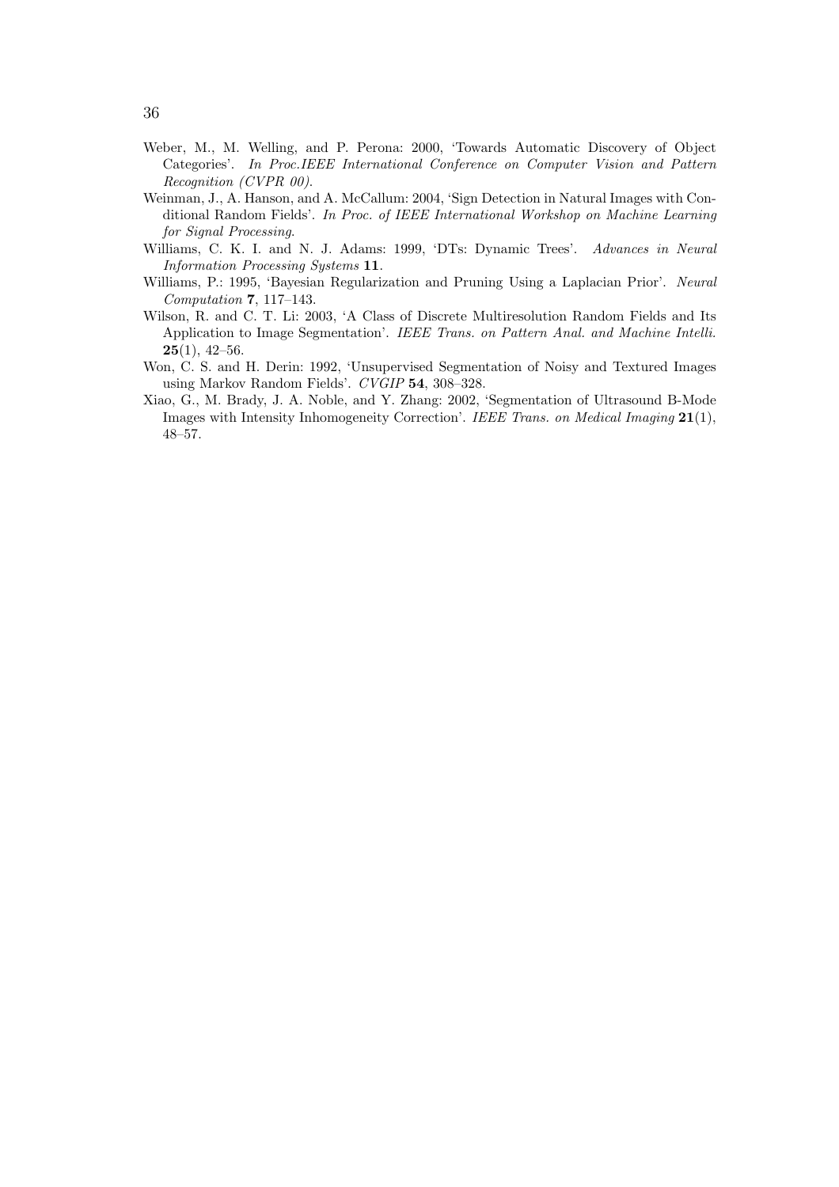Weber, M., M. Welling, and P. Perona: 2000, 'Towards Automatic Discovery of Object Categories'. *In Proc.IEEE International Conference on Computer Vision and Pattern Recognition (CVPR 00)*.

Weinman, J., A. Hanson, and A. McCallum: 2004, 'Sign Detection in Natural Images with Conditional Random Fields'. *In Proc. of IEEE International Workshop on Machine Learning for Signal Processing*.

Williams, C. K. I. and N. J. Adams: 1999, 'DTs: Dynamic Trees'. *Advances in Neural Information Processing Systems* **11**.

Williams, P.: 1995, 'Bayesian Regularization and Pruning Using a Laplacian Prior'. *Neural Computation* **7**, 117–143.

Wilson, R. and C. T. Li: 2003, 'A Class of Discrete Multiresolution Random Fields and Its Application to Image Segmentation'. *IEEE Trans. on Pattern Anal. and Machine Intelli.* **25**(1), 42–56.

Won, C. S. and H. Derin: 1992, 'Unsupervised Segmentation of Noisy and Textured Images using Markov Random Fields'. *CVGIP* **54**, 308–328.

Xiao, G., M. Brady, J. A. Noble, and Y. Zhang: 2002, 'Segmentation of Ultrasound B-Mode Images with Intensity Inhomogeneity Correction'. *IEEE Trans. on Medical Imaging* **21**(1), 48–57.